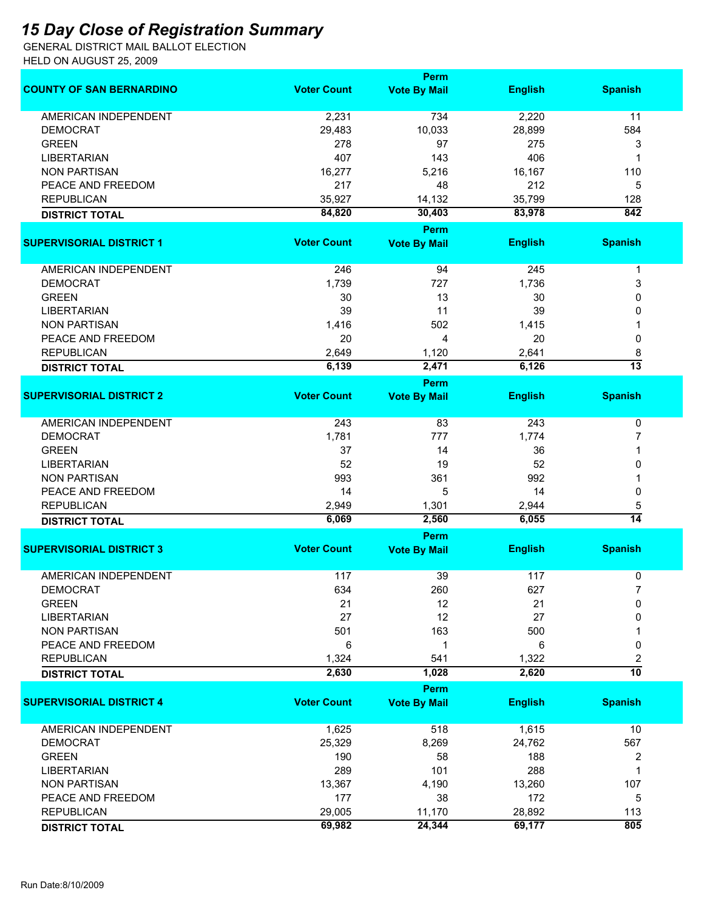# 15 Day Close of Registration Summary

GENERAL DISTRICT MAIL BALLOT ELECTION

HELD ON AUGUST 25, 2009

| COUNTY OF SAN BERNARDINO | Voter Count | Perm Vote By Mail | English | Spanish |
|---|---|---|---|---|
| AMERICAN INDEPENDENT | 2,231 | 734 | 2,220 | 11 |
| DEMOCRAT | 29,483 | 10,033 | 28,899 | 584 |
| GREEN | 278 | 97 | 275 | 3 |
| LIBERTARIAN | 407 | 143 | 406 | 1 |
| NON PARTISAN | 16,277 | 5,216 | 16,167 | 110 |
| PEACE AND FREEDOM | 217 | 48 | 212 | 5 |
| REPUBLICAN | 35,927 | 14,132 | 35,799 | 128 |
| **DISTRICT TOTAL** | **84,820** | **30,403** | **83,978** | **842** |

| SUPERVISORIAL DISTRICT 1 | Voter Count | Perm Vote By Mail | English | Spanish |
|---|---|---|---|---|
| AMERICAN INDEPENDENT | 246 | 94 | 245 | 1 |
| DEMOCRAT | 1,739 | 727 | 1,736 | 3 |
| GREEN | 30 | 13 | 30 | 0 |
| LIBERTARIAN | 39 | 11 | 39 | 0 |
| NON PARTISAN | 1,416 | 502 | 1,415 | 1 |
| PEACE AND FREEDOM | 20 | 4 | 20 | 0 |
| REPUBLICAN | 2,649 | 1,120 | 2,641 | 8 |
| **DISTRICT TOTAL** | **6,139** | **2,471** | **6,126** | **13** |

| SUPERVISORIAL DISTRICT 2 | Voter Count | Perm Vote By Mail | English | Spanish |
|---|---|---|---|---|
| AMERICAN INDEPENDENT | 243 | 83 | 243 | 0 |
| DEMOCRAT | 1,781 | 777 | 1,774 | 7 |
| GREEN | 37 | 14 | 36 | 1 |
| LIBERTARIAN | 52 | 19 | 52 | 0 |
| NON PARTISAN | 993 | 361 | 992 | 1 |
| PEACE AND FREEDOM | 14 | 5 | 14 | 0 |
| REPUBLICAN | 2,949 | 1,301 | 2,944 | 5 |
| **DISTRICT TOTAL** | **6,069** | **2,560** | **6,055** | **14** |

| SUPERVISORIAL DISTRICT 3 | Voter Count | Perm Vote By Mail | English | Spanish |
|---|---|---|---|---|
| AMERICAN INDEPENDENT | 117 | 39 | 117 | 0 |
| DEMOCRAT | 634 | 260 | 627 | 7 |
| GREEN | 21 | 12 | 21 | 0 |
| LIBERTARIAN | 27 | 12 | 27 | 0 |
| NON PARTISAN | 501 | 163 | 500 | 1 |
| PEACE AND FREEDOM | 6 | 1 | 6 | 0 |
| REPUBLICAN | 1,324 | 541 | 1,322 | 2 |
| **DISTRICT TOTAL** | **2,630** | **1,028** | **2,620** | **10** |

| SUPERVISORIAL DISTRICT 4 | Voter Count | Perm Vote By Mail | English | Spanish |
|---|---|---|---|---|
| AMERICAN INDEPENDENT | 1,625 | 518 | 1,615 | 10 |
| DEMOCRAT | 25,329 | 8,269 | 24,762 | 567 |
| GREEN | 190 | 58 | 188 | 2 |
| LIBERTARIAN | 289 | 101 | 288 | 1 |
| NON PARTISAN | 13,367 | 4,190 | 13,260 | 107 |
| PEACE AND FREEDOM | 177 | 38 | 172 | 5 |
| REPUBLICAN | 29,005 | 11,170 | 28,892 | 113 |
| **DISTRICT TOTAL** | **69,982** | **24,344** | **69,177** | **805** |

Run Date:8/10/2009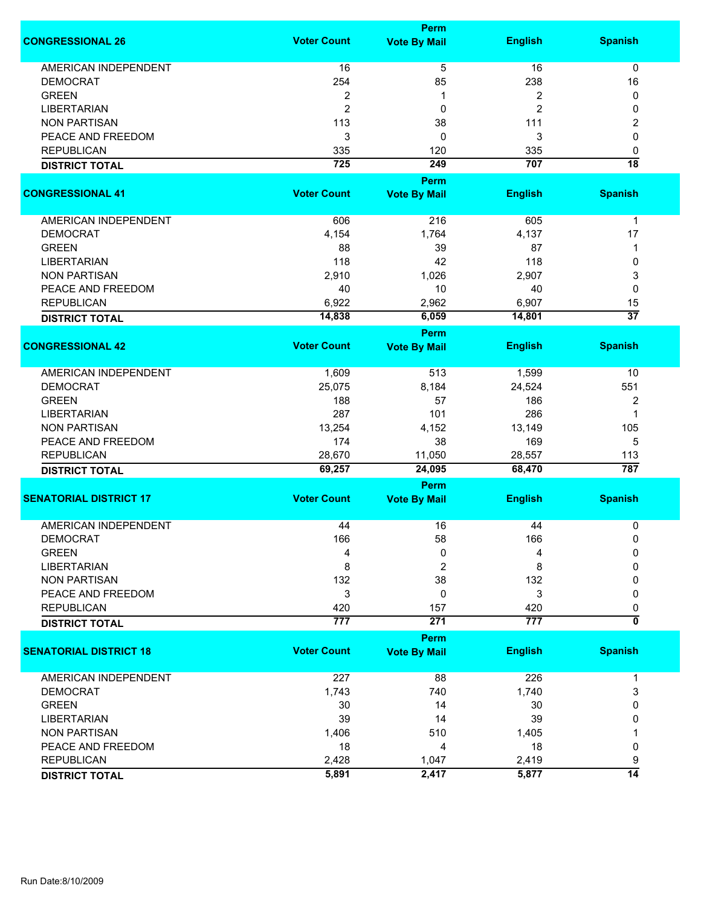| CONGRESSIONAL 26 | Voter Count | Perm Vote By Mail | English | Spanish |
|---|---|---|---|---|
| AMERICAN INDEPENDENT | 16 | 5 | 16 | 0 |
| DEMOCRAT | 254 | 85 | 238 | 16 |
| GREEN | 2 | 1 | 2 | 0 |
| LIBERTARIAN | 2 | 0 | 2 | 0 |
| NON PARTISAN | 113 | 38 | 111 | 2 |
| PEACE AND FREEDOM | 3 | 0 | 3 | 0 |
| REPUBLICAN | 335 | 120 | 335 | 0 |
| **DISTRICT TOTAL** | **725** | **249** | **707** | **18** |

| CONGRESSIONAL 41 | Voter Count | Perm Vote By Mail | English | Spanish |
|---|---|---|---|---|
| AMERICAN INDEPENDENT | 606 | 216 | 605 | 1 |
| DEMOCRAT | 4,154 | 1,764 | 4,137 | 17 |
| GREEN | 88 | 39 | 87 | 1 |
| LIBERTARIAN | 118 | 42 | 118 | 0 |
| NON PARTISAN | 2,910 | 1,026 | 2,907 | 3 |
| PEACE AND FREEDOM | 40 | 10 | 40 | 0 |
| REPUBLICAN | 6,922 | 2,962 | 6,907 | 15 |
| **DISTRICT TOTAL** | **14,838** | **6,059** | **14,801** | **37** |

| CONGRESSIONAL 42 | Voter Count | Perm Vote By Mail | English | Spanish |
|---|---|---|---|---|
| AMERICAN INDEPENDENT | 1,609 | 513 | 1,599 | 10 |
| DEMOCRAT | 25,075 | 8,184 | 24,524 | 551 |
| GREEN | 188 | 57 | 186 | 2 |
| LIBERTARIAN | 287 | 101 | 286 | 1 |
| NON PARTISAN | 13,254 | 4,152 | 13,149 | 105 |
| PEACE AND FREEDOM | 174 | 38 | 169 | 5 |
| REPUBLICAN | 28,670 | 11,050 | 28,557 | 113 |
| **DISTRICT TOTAL** | **69,257** | **24,095** | **68,470** | **787** |

| SENATORIAL DISTRICT 17 | Voter Count | Perm Vote By Mail | English | Spanish |
|---|---|---|---|---|
| AMERICAN INDEPENDENT | 44 | 16 | 44 | 0 |
| DEMOCRAT | 166 | 58 | 166 | 0 |
| GREEN | 4 | 0 | 4 | 0 |
| LIBERTARIAN | 8 | 2 | 8 | 0 |
| NON PARTISAN | 132 | 38 | 132 | 0 |
| PEACE AND FREEDOM | 3 | 0 | 3 | 0 |
| REPUBLICAN | 420 | 157 | 420 | 0 |
| **DISTRICT TOTAL** | **777** | **271** | **777** | **0** |

| SENATORIAL DISTRICT 18 | Voter Count | Perm Vote By Mail | English | Spanish |
|---|---|---|---|---|
| AMERICAN INDEPENDENT | 227 | 88 | 226 | 1 |
| DEMOCRAT | 1,743 | 740 | 1,740 | 3 |
| GREEN | 30 | 14 | 30 | 0 |
| LIBERTARIAN | 39 | 14 | 39 | 0 |
| NON PARTISAN | 1,406 | 510 | 1,405 | 1 |
| PEACE AND FREEDOM | 18 | 4 | 18 | 0 |
| REPUBLICAN | 2,428 | 1,047 | 2,419 | 9 |
| **DISTRICT TOTAL** | **5,891** | **2,417** | **5,877** | **14** |

Run Date:8/10/2009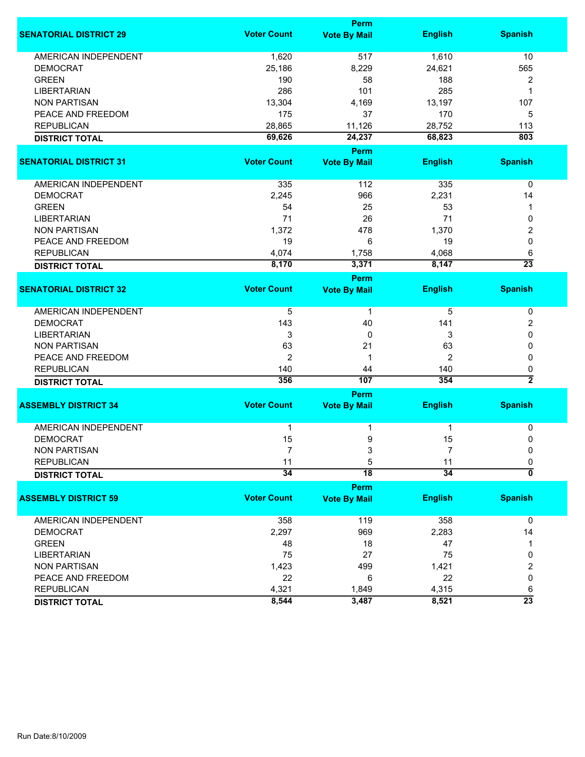| SENATORIAL DISTRICT 29 | Voter Count | Perm Vote By Mail | English | Spanish |
|---|---|---|---|---|
| AMERICAN INDEPENDENT | 1,620 | 517 | 1,610 | 10 |
| DEMOCRAT | 25,186 | 8,229 | 24,621 | 565 |
| GREEN | 190 | 58 | 188 | 2 |
| LIBERTARIAN | 286 | 101 | 285 | 1 |
| NON PARTISAN | 13,304 | 4,169 | 13,197 | 107 |
| PEACE AND FREEDOM | 175 | 37 | 170 | 5 |
| REPUBLICAN | 28,865 | 11,126 | 28,752 | 113 |
| **DISTRICT TOTAL** | **69,626** | **24,237** | **68,823** | **803** |

| SENATORIAL DISTRICT 31 | Voter Count | Perm Vote By Mail | English | Spanish |
|---|---|---|---|---|
| AMERICAN INDEPENDENT | 335 | 112 | 335 | 0 |
| DEMOCRAT | 2,245 | 966 | 2,231 | 14 |
| GREEN | 54 | 25 | 53 | 1 |
| LIBERTARIAN | 71 | 26 | 71 | 0 |
| NON PARTISAN | 1,372 | 478 | 1,370 | 2 |
| PEACE AND FREEDOM | 19 | 6 | 19 | 0 |
| REPUBLICAN | 4,074 | 1,758 | 4,068 | 6 |
| **DISTRICT TOTAL** | **8,170** | **3,371** | **8,147** | **23** |

| SENATORIAL DISTRICT 32 | Voter Count | Perm Vote By Mail | English | Spanish |
|---|---|---|---|---|
| AMERICAN INDEPENDENT | 5 | 1 | 5 | 0 |
| DEMOCRAT | 143 | 40 | 141 | 2 |
| LIBERTARIAN | 3 | 0 | 3 | 0 |
| NON PARTISAN | 63 | 21 | 63 | 0 |
| PEACE AND FREEDOM | 2 | 1 | 2 | 0 |
| REPUBLICAN | 140 | 44 | 140 | 0 |
| **DISTRICT TOTAL** | **356** | **107** | **354** | **2** |

| ASSEMBLY DISTRICT 34 | Voter Count | Perm Vote By Mail | English | Spanish |
|---|---|---|---|---|
| AMERICAN INDEPENDENT | 1 | 1 | 1 | 0 |
| DEMOCRAT | 15 | 9 | 15 | 0 |
| NON PARTISAN | 7 | 3 | 7 | 0 |
| REPUBLICAN | 11 | 5 | 11 | 0 |
| **DISTRICT TOTAL** | **34** | **18** | **34** | **0** |

| ASSEMBLY DISTRICT 59 | Voter Count | Perm Vote By Mail | English | Spanish |
|---|---|---|---|---|
| AMERICAN INDEPENDENT | 358 | 119 | 358 | 0 |
| DEMOCRAT | 2,297 | 969 | 2,283 | 14 |
| GREEN | 48 | 18 | 47 | 1 |
| LIBERTARIAN | 75 | 27 | 75 | 0 |
| NON PARTISAN | 1,423 | 499 | 1,421 | 2 |
| PEACE AND FREEDOM | 22 | 6 | 22 | 0 |
| REPUBLICAN | 4,321 | 1,849 | 4,315 | 6 |
| **DISTRICT TOTAL** | **8,544** | **3,487** | **8,521** | **23** |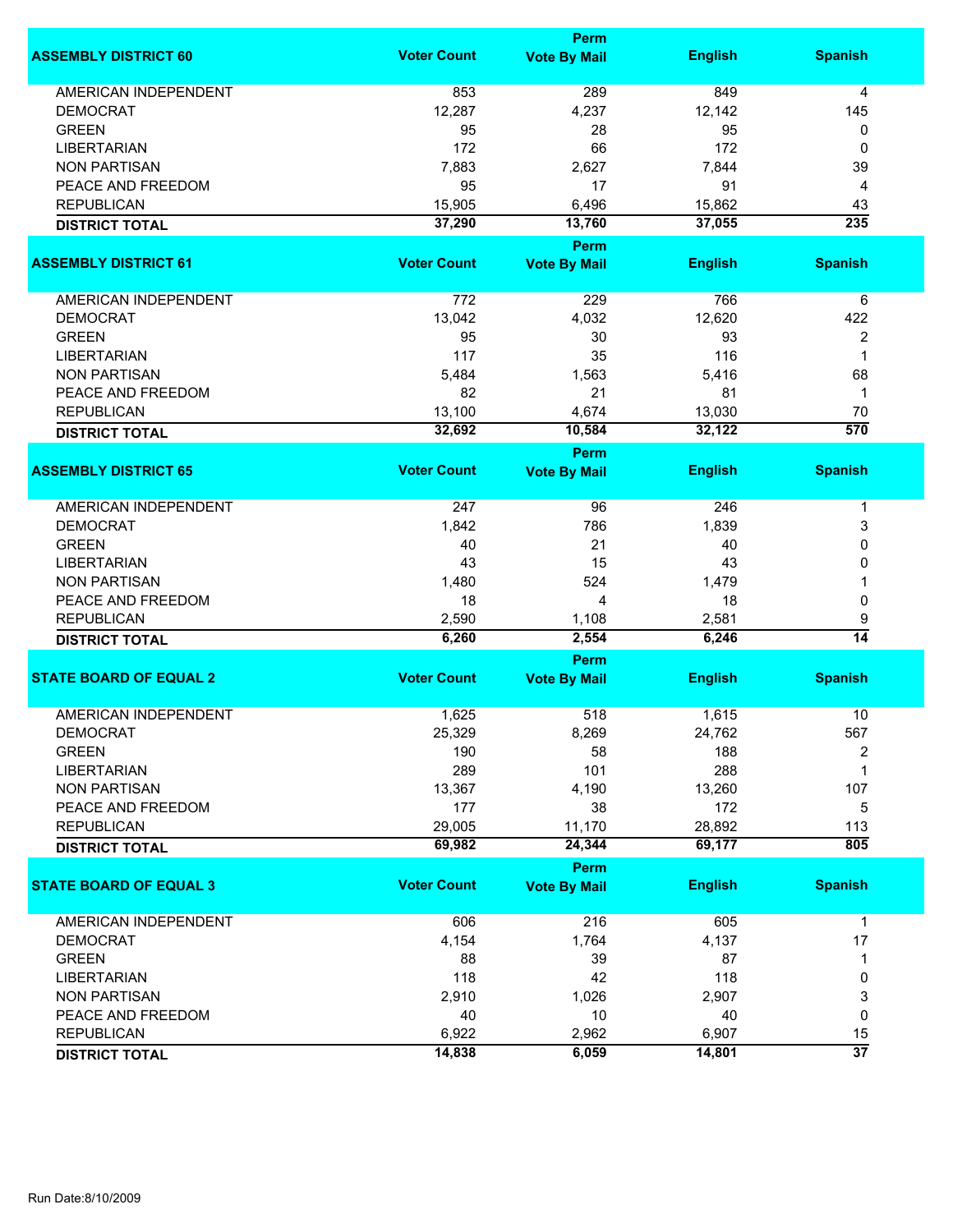| ASSEMBLY DISTRICT 60 | Voter Count | Perm Vote By Mail | English | Spanish |
|---|---|---|---|---|
| AMERICAN INDEPENDENT | 853 | 289 | 849 | 4 |
| DEMOCRAT | 12,287 | 4,237 | 12,142 | 145 |
| GREEN | 95 | 28 | 95 | 0 |
| LIBERTARIAN | 172 | 66 | 172 | 0 |
| NON PARTISAN | 7,883 | 2,627 | 7,844 | 39 |
| PEACE AND FREEDOM | 95 | 17 | 91 | 4 |
| REPUBLICAN | 15,905 | 6,496 | 15,862 | 43 |
| **DISTRICT TOTAL** | **37,290** | **13,760** | **37,055** | **235** |

| ASSEMBLY DISTRICT 61 | Voter Count | Perm Vote By Mail | English | Spanish |
|---|---|---|---|---|
| AMERICAN INDEPENDENT | 772 | 229 | 766 | 6 |
| DEMOCRAT | 13,042 | 4,032 | 12,620 | 422 |
| GREEN | 95 | 30 | 93 | 2 |
| LIBERTARIAN | 117 | 35 | 116 | 1 |
| NON PARTISAN | 5,484 | 1,563 | 5,416 | 68 |
| PEACE AND FREEDOM | 82 | 21 | 81 | 1 |
| REPUBLICAN | 13,100 | 4,674 | 13,030 | 70 |
| **DISTRICT TOTAL** | **32,692** | **10,584** | **32,122** | **570** |

| ASSEMBLY DISTRICT 65 | Voter Count | Perm Vote By Mail | English | Spanish |
|---|---|---|---|---|
| AMERICAN INDEPENDENT | 247 | 96 | 246 | 1 |
| DEMOCRAT | 1,842 | 786 | 1,839 | 3 |
| GREEN | 40 | 21 | 40 | 0 |
| LIBERTARIAN | 43 | 15 | 43 | 0 |
| NON PARTISAN | 1,480 | 524 | 1,479 | 1 |
| PEACE AND FREEDOM | 18 | 4 | 18 | 0 |
| REPUBLICAN | 2,590 | 1,108 | 2,581 | 9 |
| **DISTRICT TOTAL** | **6,260** | **2,554** | **6,246** | **14** |

| STATE BOARD OF EQUAL 2 | Voter Count | Perm Vote By Mail | English | Spanish |
|---|---|---|---|---|
| AMERICAN INDEPENDENT | 1,625 | 518 | 1,615 | 10 |
| DEMOCRAT | 25,329 | 8,269 | 24,762 | 567 |
| GREEN | 190 | 58 | 188 | 2 |
| LIBERTARIAN | 289 | 101 | 288 | 1 |
| NON PARTISAN | 13,367 | 4,190 | 13,260 | 107 |
| PEACE AND FREEDOM | 177 | 38 | 172 | 5 |
| REPUBLICAN | 29,005 | 11,170 | 28,892 | 113 |
| **DISTRICT TOTAL** | **69,982** | **24,344** | **69,177** | **805** |

| STATE BOARD OF EQUAL 3 | Voter Count | Perm Vote By Mail | English | Spanish |
|---|---|---|---|---|
| AMERICAN INDEPENDENT | 606 | 216 | 605 | 1 |
| DEMOCRAT | 4,154 | 1,764 | 4,137 | 17 |
| GREEN | 88 | 39 | 87 | 1 |
| LIBERTARIAN | 118 | 42 | 118 | 0 |
| NON PARTISAN | 2,910 | 1,026 | 2,907 | 3 |
| PEACE AND FREEDOM | 40 | 10 | 40 | 0 |
| REPUBLICAN | 6,922 | 2,962 | 6,907 | 15 |
| **DISTRICT TOTAL** | **14,838** | **6,059** | **14,801** | **37** |

Run Date:8/10/2009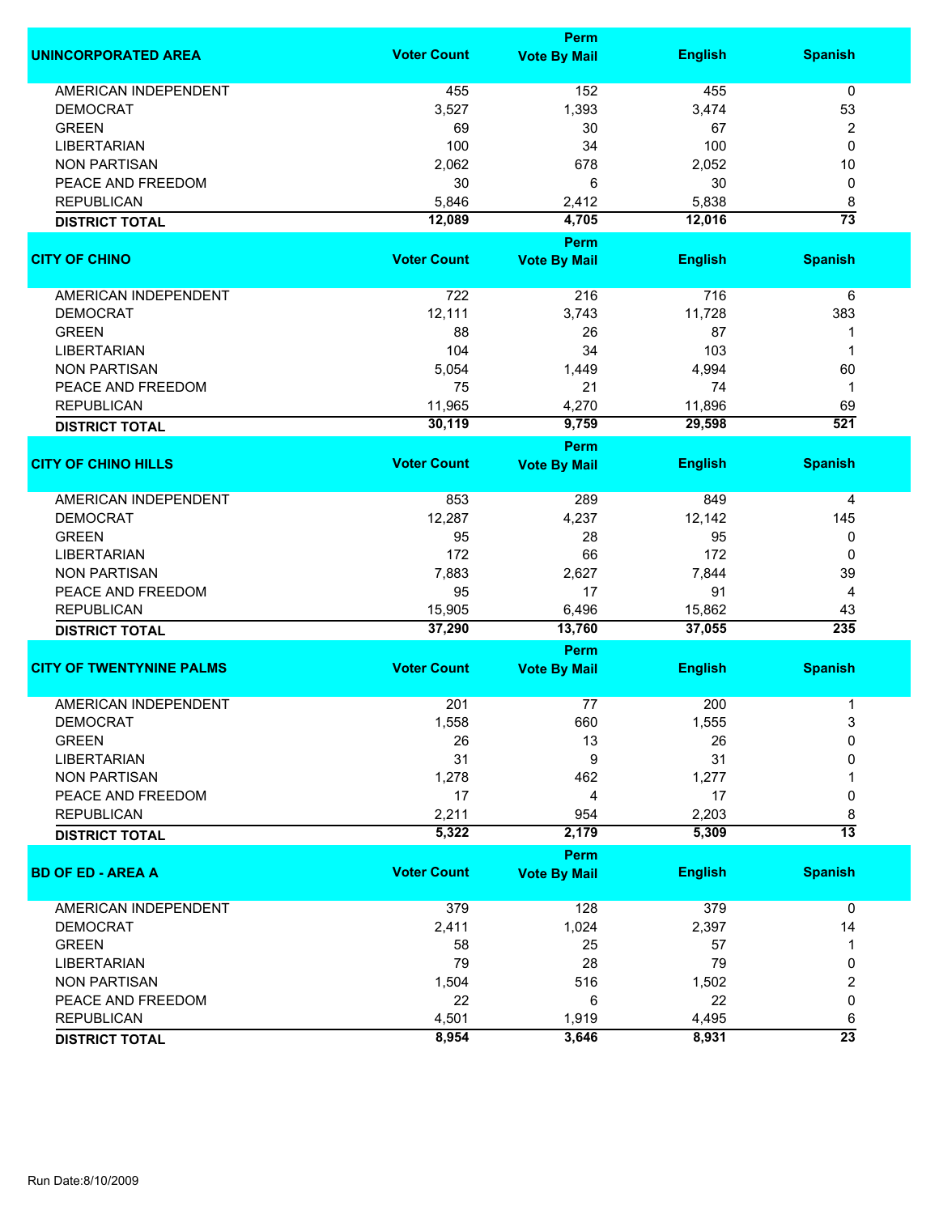| UNINCORPORATED AREA | Voter Count | Perm Vote By Mail | English | Spanish |
|---|---|---|---|---|
| AMERICAN INDEPENDENT | 455 | 152 | 455 | 0 |
| DEMOCRAT | 3,527 | 1,393 | 3,474 | 53 |
| GREEN | 69 | 30 | 67 | 2 |
| LIBERTARIAN | 100 | 34 | 100 | 0 |
| NON PARTISAN | 2,062 | 678 | 2,052 | 10 |
| PEACE AND FREEDOM | 30 | 6 | 30 | 0 |
| REPUBLICAN | 5,846 | 2,412 | 5,838 | 8 |
| **DISTRICT TOTAL** | **12,089** | **4,705** | **12,016** | **73** |

| CITY OF CHINO | Voter Count | Perm Vote By Mail | English | Spanish |
|---|---|---|---|---|
| AMERICAN INDEPENDENT | 722 | 216 | 716 | 6 |
| DEMOCRAT | 12,111 | 3,743 | 11,728 | 383 |
| GREEN | 88 | 26 | 87 | 1 |
| LIBERTARIAN | 104 | 34 | 103 | 1 |
| NON PARTISAN | 5,054 | 1,449 | 4,994 | 60 |
| PEACE AND FREEDOM | 75 | 21 | 74 | 1 |
| REPUBLICAN | 11,965 | 4,270 | 11,896 | 69 |
| **DISTRICT TOTAL** | **30,119** | **9,759** | **29,598** | **521** |

| CITY OF CHINO HILLS | Voter Count | Perm Vote By Mail | English | Spanish |
|---|---|---|---|---|
| AMERICAN INDEPENDENT | 853 | 289 | 849 | 4 |
| DEMOCRAT | 12,287 | 4,237 | 12,142 | 145 |
| GREEN | 95 | 28 | 95 | 0 |
| LIBERTARIAN | 172 | 66 | 172 | 0 |
| NON PARTISAN | 7,883 | 2,627 | 7,844 | 39 |
| PEACE AND FREEDOM | 95 | 17 | 91 | 4 |
| REPUBLICAN | 15,905 | 6,496 | 15,862 | 43 |
| **DISTRICT TOTAL** | **37,290** | **13,760** | **37,055** | **235** |

| CITY OF TWENTYNINE PALMS | Voter Count | Perm Vote By Mail | English | Spanish |
|---|---|---|---|---|
| AMERICAN INDEPENDENT | 201 | 77 | 200 | 1 |
| DEMOCRAT | 1,558 | 660 | 1,555 | 3 |
| GREEN | 26 | 13 | 26 | 0 |
| LIBERTARIAN | 31 | 9 | 31 | 0 |
| NON PARTISAN | 1,278 | 462 | 1,277 | 1 |
| PEACE AND FREEDOM | 17 | 4 | 17 | 0 |
| REPUBLICAN | 2,211 | 954 | 2,203 | 8 |
| **DISTRICT TOTAL** | **5,322** | **2,179** | **5,309** | **13** |

| BD OF ED - AREA A | Voter Count | Perm Vote By Mail | English | Spanish |
|---|---|---|---|---|
| AMERICAN INDEPENDENT | 379 | 128 | 379 | 0 |
| DEMOCRAT | 2,411 | 1,024 | 2,397 | 14 |
| GREEN | 58 | 25 | 57 | 1 |
| LIBERTARIAN | 79 | 28 | 79 | 0 |
| NON PARTISAN | 1,504 | 516 | 1,502 | 2 |
| PEACE AND FREEDOM | 22 | 6 | 22 | 0 |
| REPUBLICAN | 4,501 | 1,919 | 4,495 | 6 |
| **DISTRICT TOTAL** | **8,954** | **3,646** | **8,931** | **23** |

Run Date:8/10/2009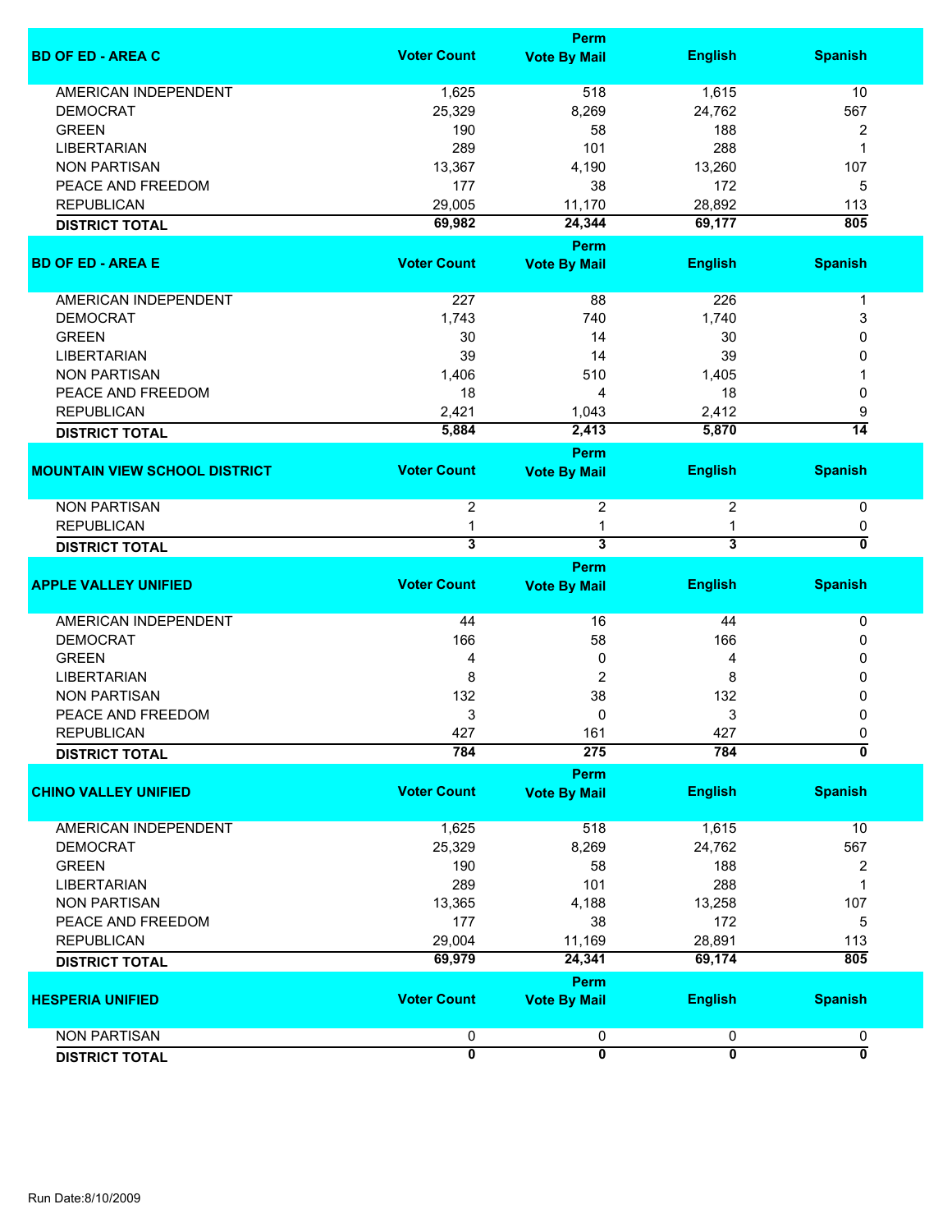| BD OF ED - AREA C | Voter Count | Perm Vote By Mail | English | Spanish |
|---|---|---|---|---|
| AMERICAN INDEPENDENT | 1,625 | 518 | 1,615 | 10 |
| DEMOCRAT | 25,329 | 8,269 | 24,762 | 567 |
| GREEN | 190 | 58 | 188 | 2 |
| LIBERTARIAN | 289 | 101 | 288 | 1 |
| NON PARTISAN | 13,367 | 4,190 | 13,260 | 107 |
| PEACE AND FREEDOM | 177 | 38 | 172 | 5 |
| REPUBLICAN | 29,005 | 11,170 | 28,892 | 113 |
| **DISTRICT TOTAL** | **69,982** | **24,344** | **69,177** | **805** |

| BD OF ED - AREA E | Voter Count | Perm Vote By Mail | English | Spanish |
|---|---|---|---|---|
| AMERICAN INDEPENDENT | 227 | 88 | 226 | 1 |
| DEMOCRAT | 1,743 | 740 | 1,740 | 3 |
| GREEN | 30 | 14 | 30 | 0 |
| LIBERTARIAN | 39 | 14 | 39 | 0 |
| NON PARTISAN | 1,406 | 510 | 1,405 | 1 |
| PEACE AND FREEDOM | 18 | 4 | 18 | 0 |
| REPUBLICAN | 2,421 | 1,043 | 2,412 | 9 |
| **DISTRICT TOTAL** | **5,884** | **2,413** | **5,870** | **14** |

| MOUNTAIN VIEW SCHOOL DISTRICT | Voter Count | Perm Vote By Mail | English | Spanish |
|---|---|---|---|---|
| NON PARTISAN | 2 | 2 | 2 | 0 |
| REPUBLICAN | 1 | 1 | 1 | 0 |
| **DISTRICT TOTAL** | **3** | **3** | **3** | **0** |

| APPLE VALLEY UNIFIED | Voter Count | Perm Vote By Mail | English | Spanish |
|---|---|---|---|---|
| AMERICAN INDEPENDENT | 44 | 16 | 44 | 0 |
| DEMOCRAT | 166 | 58 | 166 | 0 |
| GREEN | 4 | 0 | 4 | 0 |
| LIBERTARIAN | 8 | 2 | 8 | 0 |
| NON PARTISAN | 132 | 38 | 132 | 0 |
| PEACE AND FREEDOM | 3 | 0 | 3 | 0 |
| REPUBLICAN | 427 | 161 | 427 | 0 |
| **DISTRICT TOTAL** | **784** | **275** | **784** | **0** |

| CHINO VALLEY UNIFIED | Voter Count | Perm Vote By Mail | English | Spanish |
|---|---|---|---|---|
| AMERICAN INDEPENDENT | 1,625 | 518 | 1,615 | 10 |
| DEMOCRAT | 25,329 | 8,269 | 24,762 | 567 |
| GREEN | 190 | 58 | 188 | 2 |
| LIBERTARIAN | 289 | 101 | 288 | 1 |
| NON PARTISAN | 13,365 | 4,188 | 13,258 | 107 |
| PEACE AND FREEDOM | 177 | 38 | 172 | 5 |
| REPUBLICAN | 29,004 | 11,169 | 28,891 | 113 |
| **DISTRICT TOTAL** | **69,979** | **24,341** | **69,174** | **805** |

| HESPERIA UNIFIED | Voter Count | Perm Vote By Mail | English | Spanish |
|---|---|---|---|---|
| NON PARTISAN | 0 | 0 | 0 | 0 |
| **DISTRICT TOTAL** | **0** | **0** | **0** | **0** |

Run Date:8/10/2009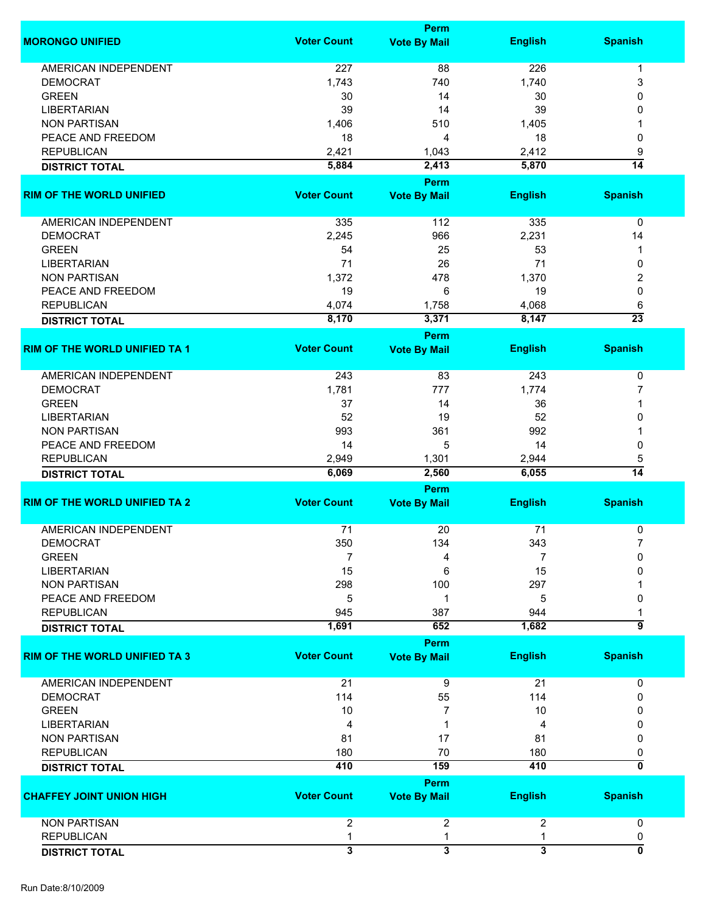| MORONGO UNIFIED | Voter Count | Perm Vote By Mail | English | Spanish |
|---|---|---|---|---|
| AMERICAN INDEPENDENT | 227 | 88 | 226 | 1 |
| DEMOCRAT | 1,743 | 740 | 1,740 | 3 |
| GREEN | 30 | 14 | 30 | 0 |
| LIBERTARIAN | 39 | 14 | 39 | 0 |
| NON PARTISAN | 1,406 | 510 | 1,405 | 1 |
| PEACE AND FREEDOM | 18 | 4 | 18 | 0 |
| REPUBLICAN | 2,421 | 1,043 | 2,412 | 9 |
| **DISTRICT TOTAL** | **5,884** | **2,413** | **5,870** | **14** |

| RIM OF THE WORLD UNIFIED | Voter Count | Perm Vote By Mail | English | Spanish |
|---|---|---|---|---|
| AMERICAN INDEPENDENT | 335 | 112 | 335 | 0 |
| DEMOCRAT | 2,245 | 966 | 2,231 | 14 |
| GREEN | 54 | 25 | 53 | 1 |
| LIBERTARIAN | 71 | 26 | 71 | 0 |
| NON PARTISAN | 1,372 | 478 | 1,370 | 2 |
| PEACE AND FREEDOM | 19 | 6 | 19 | 0 |
| REPUBLICAN | 4,074 | 1,758 | 4,068 | 6 |
| **DISTRICT TOTAL** | **8,170** | **3,371** | **8,147** | **23** |

| RIM OF THE WORLD UNIFIED TA 1 | Voter Count | Perm Vote By Mail | English | Spanish |
|---|---|---|---|---|
| AMERICAN INDEPENDENT | 243 | 83 | 243 | 0 |
| DEMOCRAT | 1,781 | 777 | 1,774 | 7 |
| GREEN | 37 | 14 | 36 | 1 |
| LIBERTARIAN | 52 | 19 | 52 | 0 |
| NON PARTISAN | 993 | 361 | 992 | 1 |
| PEACE AND FREEDOM | 14 | 5 | 14 | 0 |
| REPUBLICAN | 2,949 | 1,301 | 2,944 | 5 |
| **DISTRICT TOTAL** | **6,069** | **2,560** | **6,055** | **14** |

| RIM OF THE WORLD UNIFIED TA 2 | Voter Count | Perm Vote By Mail | English | Spanish |
|---|---|---|---|---|
| AMERICAN INDEPENDENT | 71 | 20 | 71 | 0 |
| DEMOCRAT | 350 | 134 | 343 | 7 |
| GREEN | 7 | 4 | 7 | 0 |
| LIBERTARIAN | 15 | 6 | 15 | 0 |
| NON PARTISAN | 298 | 100 | 297 | 1 |
| PEACE AND FREEDOM | 5 | 1 | 5 | 0 |
| REPUBLICAN | 945 | 387 | 944 | 1 |
| **DISTRICT TOTAL** | **1,691** | **652** | **1,682** | **9** |

| RIM OF THE WORLD UNIFIED TA 3 | Voter Count | Perm Vote By Mail | English | Spanish |
|---|---|---|---|---|
| AMERICAN INDEPENDENT | 21 | 9 | 21 | 0 |
| DEMOCRAT | 114 | 55 | 114 | 0 |
| GREEN | 10 | 7 | 10 | 0 |
| LIBERTARIAN | 4 | 1 | 4 | 0 |
| NON PARTISAN | 81 | 17 | 81 | 0 |
| REPUBLICAN | 180 | 70 | 180 | 0 |
| **DISTRICT TOTAL** | **410** | **159** | **410** | **0** |

| CHAFFEY JOINT UNION HIGH | Voter Count | Perm Vote By Mail | English | Spanish |
|---|---|---|---|---|
| NON PARTISAN | 2 | 2 | 2 | 0 |
| REPUBLICAN | 1 | 1 | 1 | 0 |
| **DISTRICT TOTAL** | **3** | **3** | **3** | **0** |

Run Date:8/10/2009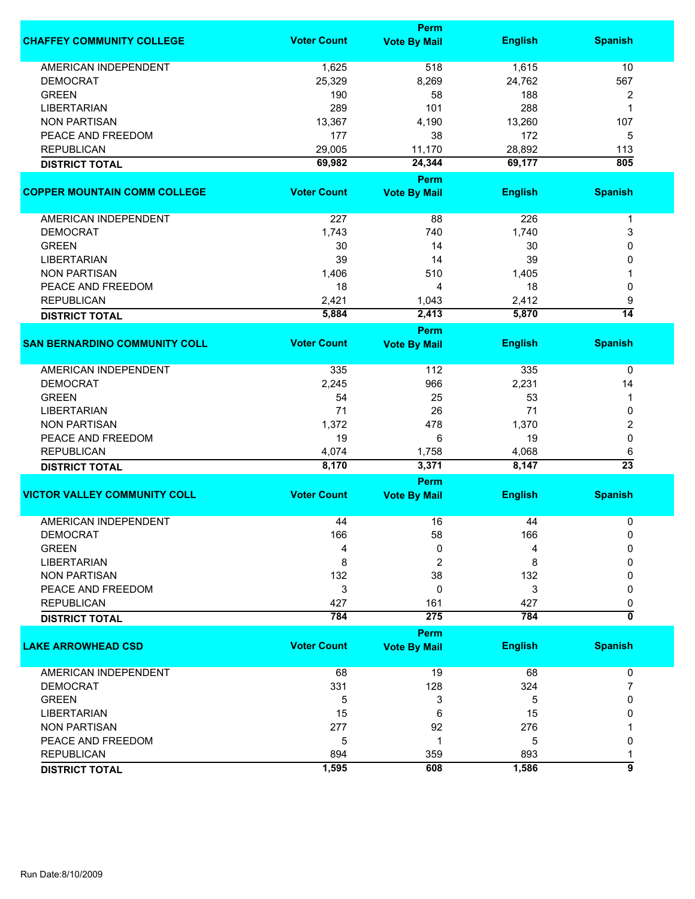| CHAFFEY COMMUNITY COLLEGE | Voter Count | Perm Vote By Mail | English | Spanish |
|---|---|---|---|---|
| AMERICAN INDEPENDENT | 1,625 | 518 | 1,615 | 10 |
| DEMOCRAT | 25,329 | 8,269 | 24,762 | 567 |
| GREEN | 190 | 58 | 188 | 2 |
| LIBERTARIAN | 289 | 101 | 288 | 1 |
| NON PARTISAN | 13,367 | 4,190 | 13,260 | 107 |
| PEACE AND FREEDOM | 177 | 38 | 172 | 5 |
| REPUBLICAN | 29,005 | 11,170 | 28,892 | 113 |
| **DISTRICT TOTAL** | **69,982** | **24,344** | **69,177** | **805** |

| COPPER MOUNTAIN COMM COLLEGE | Voter Count | Perm Vote By Mail | English | Spanish |
|---|---|---|---|---|
| AMERICAN INDEPENDENT | 227 | 88 | 226 | 1 |
| DEMOCRAT | 1,743 | 740 | 1,740 | 3 |
| GREEN | 30 | 14 | 30 | 0 |
| LIBERTARIAN | 39 | 14 | 39 | 0 |
| NON PARTISAN | 1,406 | 510 | 1,405 | 1 |
| PEACE AND FREEDOM | 18 | 4 | 18 | 0 |
| REPUBLICAN | 2,421 | 1,043 | 2,412 | 9 |
| **DISTRICT TOTAL** | **5,884** | **2,413** | **5,870** | **14** |

| SAN BERNARDINO COMMUNITY COLL | Voter Count | Perm Vote By Mail | English | Spanish |
|---|---|---|---|---|
| AMERICAN INDEPENDENT | 335 | 112 | 335 | 0 |
| DEMOCRAT | 2,245 | 966 | 2,231 | 14 |
| GREEN | 54 | 25 | 53 | 1 |
| LIBERTARIAN | 71 | 26 | 71 | 0 |
| NON PARTISAN | 1,372 | 478 | 1,370 | 2 |
| PEACE AND FREEDOM | 19 | 6 | 19 | 0 |
| REPUBLICAN | 4,074 | 1,758 | 4,068 | 6 |
| **DISTRICT TOTAL** | **8,170** | **3,371** | **8,147** | **23** |

| VICTOR VALLEY COMMUNITY COLL | Voter Count | Perm Vote By Mail | English | Spanish |
|---|---|---|---|---|
| AMERICAN INDEPENDENT | 44 | 16 | 44 | 0 |
| DEMOCRAT | 166 | 58 | 166 | 0 |
| GREEN | 4 | 0 | 4 | 0 |
| LIBERTARIAN | 8 | 2 | 8 | 0 |
| NON PARTISAN | 132 | 38 | 132 | 0 |
| PEACE AND FREEDOM | 3 | 0 | 3 | 0 |
| REPUBLICAN | 427 | 161 | 427 | 0 |
| **DISTRICT TOTAL** | **784** | **275** | **784** | **0** |

| LAKE ARROWHEAD CSD | Voter Count | Perm Vote By Mail | English | Spanish |
|---|---|---|---|---|
| AMERICAN INDEPENDENT | 68 | 19 | 68 | 0 |
| DEMOCRAT | 331 | 128 | 324 | 7 |
| GREEN | 5 | 3 | 5 | 0 |
| LIBERTARIAN | 15 | 6 | 15 | 0 |
| NON PARTISAN | 277 | 92 | 276 | 1 |
| PEACE AND FREEDOM | 5 | 1 | 5 | 0 |
| REPUBLICAN | 894 | 359 | 893 | 1 |
| **DISTRICT TOTAL** | **1,595** | **608** | **1,586** | **9** |

Run Date:8/10/2009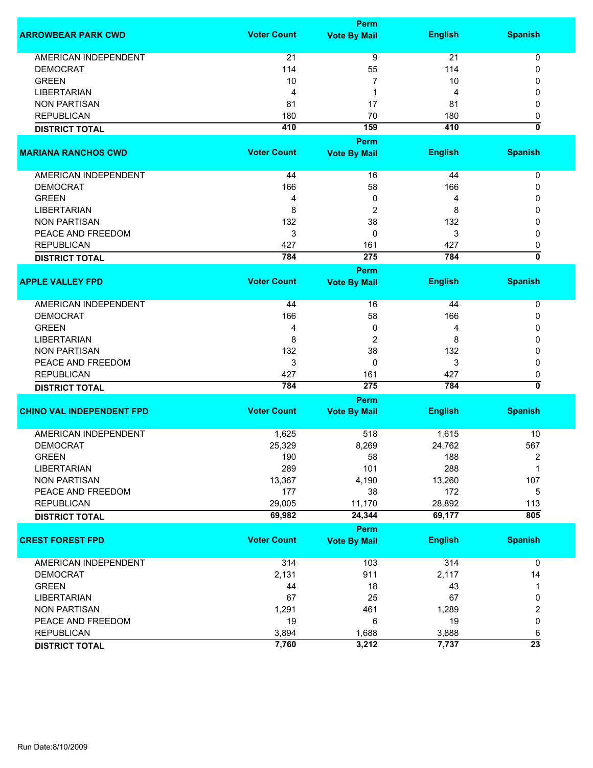| ARROWBEAR PARK CWD | Voter Count | Perm Vote By Mail | English | Spanish |
|---|---|---|---|---|
| AMERICAN INDEPENDENT | 21 | 9 | 21 | 0 |
| DEMOCRAT | 114 | 55 | 114 | 0 |
| GREEN | 10 | 7 | 10 | 0 |
| LIBERTARIAN | 4 | 1 | 4 | 0 |
| NON PARTISAN | 81 | 17 | 81 | 0 |
| REPUBLICAN | 180 | 70 | 180 | 0 |
| **DISTRICT TOTAL** | **410** | **159** | **410** | **0** |

| MARIANA RANCHOS CWD | Voter Count | Perm Vote By Mail | English | Spanish |
|---|---|---|---|---|
| AMERICAN INDEPENDENT | 44 | 16 | 44 | 0 |
| DEMOCRAT | 166 | 58 | 166 | 0 |
| GREEN | 4 | 0 | 4 | 0 |
| LIBERTARIAN | 8 | 2 | 8 | 0 |
| NON PARTISAN | 132 | 38 | 132 | 0 |
| PEACE AND FREEDOM | 3 | 0 | 3 | 0 |
| REPUBLICAN | 427 | 161 | 427 | 0 |
| **DISTRICT TOTAL** | **784** | **275** | **784** | **0** |

| APPLE VALLEY FPD | Voter Count | Perm Vote By Mail | English | Spanish |
|---|---|---|---|---|
| AMERICAN INDEPENDENT | 44 | 16 | 44 | 0 |
| DEMOCRAT | 166 | 58 | 166 | 0 |
| GREEN | 4 | 0 | 4 | 0 |
| LIBERTARIAN | 8 | 2 | 8 | 0 |
| NON PARTISAN | 132 | 38 | 132 | 0 |
| PEACE AND FREEDOM | 3 | 0 | 3 | 0 |
| REPUBLICAN | 427 | 161 | 427 | 0 |
| **DISTRICT TOTAL** | **784** | **275** | **784** | **0** |

| CHINO VAL INDEPENDENT FPD | Voter Count | Perm Vote By Mail | English | Spanish |
|---|---|---|---|---|
| AMERICAN INDEPENDENT | 1,625 | 518 | 1,615 | 10 |
| DEMOCRAT | 25,329 | 8,269 | 24,762 | 567 |
| GREEN | 190 | 58 | 188 | 2 |
| LIBERTARIAN | 289 | 101 | 288 | 1 |
| NON PARTISAN | 13,367 | 4,190 | 13,260 | 107 |
| PEACE AND FREEDOM | 177 | 38 | 172 | 5 |
| REPUBLICAN | 29,005 | 11,170 | 28,892 | 113 |
| **DISTRICT TOTAL** | **69,982** | **24,344** | **69,177** | **805** |

| CREST FOREST FPD | Voter Count | Perm Vote By Mail | English | Spanish |
|---|---|---|---|---|
| AMERICAN INDEPENDENT | 314 | 103 | 314 | 0 |
| DEMOCRAT | 2,131 | 911 | 2,117 | 14 |
| GREEN | 44 | 18 | 43 | 1 |
| LIBERTARIAN | 67 | 25 | 67 | 0 |
| NON PARTISAN | 1,291 | 461 | 1,289 | 2 |
| PEACE AND FREEDOM | 19 | 6 | 19 | 0 |
| REPUBLICAN | 3,894 | 1,688 | 3,888 | 6 |
| **DISTRICT TOTAL** | **7,760** | **3,212** | **7,737** | **23** |

Run Date:8/10/2009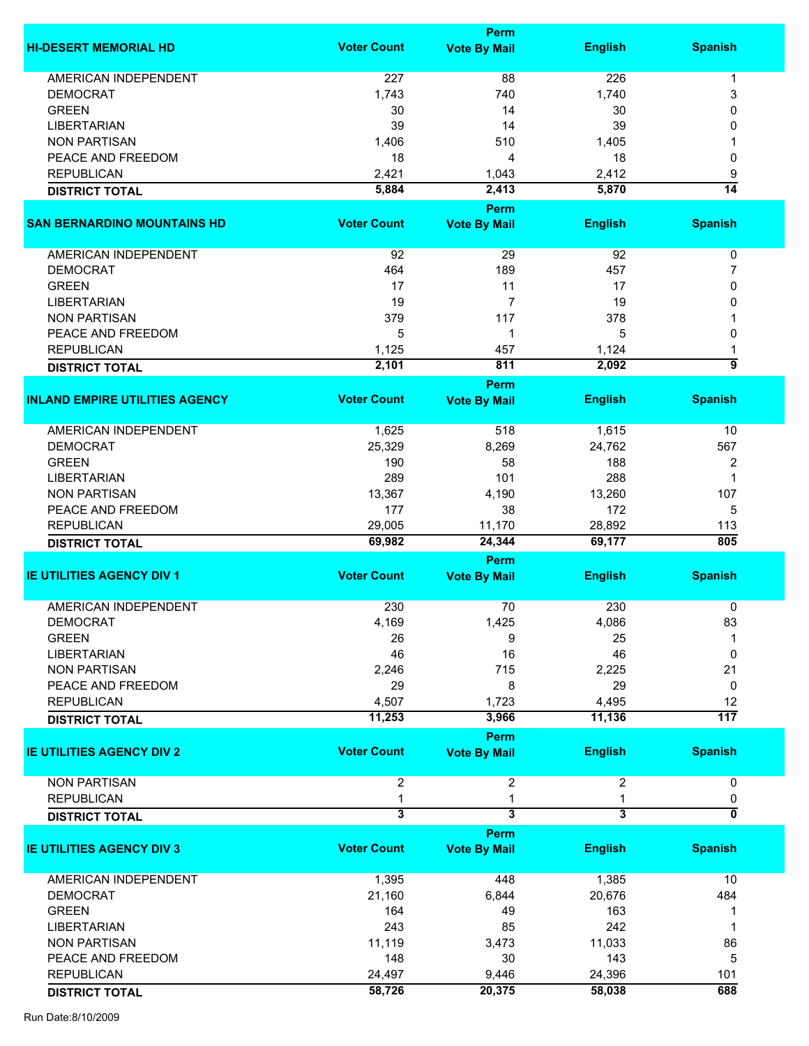| HI-DESERT MEMORIAL HD | Voter Count | Perm Vote By Mail | English | Spanish |
|---|---|---|---|---|
| AMERICAN INDEPENDENT | 227 | 88 | 226 | 1 |
| DEMOCRAT | 1,743 | 740 | 1,740 | 3 |
| GREEN | 30 | 14 | 30 | 0 |
| LIBERTARIAN | 39 | 14 | 39 | 0 |
| NON PARTISAN | 1,406 | 510 | 1,405 | 1 |
| PEACE AND FREEDOM | 18 | 4 | 18 | 0 |
| REPUBLICAN | 2,421 | 1,043 | 2,412 | 9 |
| **DISTRICT TOTAL** | **5,884** | **2,413** | **5,870** | **14** |

| SAN BERNARDINO MOUNTAINS HD | Voter Count | Perm Vote By Mail | English | Spanish |
|---|---|---|---|---|
| AMERICAN INDEPENDENT | 92 | 29 | 92 | 0 |
| DEMOCRAT | 464 | 189 | 457 | 7 |
| GREEN | 17 | 11 | 17 | 0 |
| LIBERTARIAN | 19 | 7 | 19 | 0 |
| NON PARTISAN | 379 | 117 | 378 | 1 |
| PEACE AND FREEDOM | 5 | 1 | 5 | 0 |
| REPUBLICAN | 1,125 | 457 | 1,124 | 1 |
| **DISTRICT TOTAL** | **2,101** | **811** | **2,092** | **9** |

| INLAND EMPIRE UTILITIES AGENCY | Voter Count | Perm Vote By Mail | English | Spanish |
|---|---|---|---|---|
| AMERICAN INDEPENDENT | 1,625 | 518 | 1,615 | 10 |
| DEMOCRAT | 25,329 | 8,269 | 24,762 | 567 |
| GREEN | 190 | 58 | 188 | 2 |
| LIBERTARIAN | 289 | 101 | 288 | 1 |
| NON PARTISAN | 13,367 | 4,190 | 13,260 | 107 |
| PEACE AND FREEDOM | 177 | 38 | 172 | 5 |
| REPUBLICAN | 29,005 | 11,170 | 28,892 | 113 |
| **DISTRICT TOTAL** | **69,982** | **24,344** | **69,177** | **805** |

| IE UTILITIES AGENCY DIV 1 | Voter Count | Perm Vote By Mail | English | Spanish |
|---|---|---|---|---|
| AMERICAN INDEPENDENT | 230 | 70 | 230 | 0 |
| DEMOCRAT | 4,169 | 1,425 | 4,086 | 83 |
| GREEN | 26 | 9 | 25 | 1 |
| LIBERTARIAN | 46 | 16 | 46 | 0 |
| NON PARTISAN | 2,246 | 715 | 2,225 | 21 |
| PEACE AND FREEDOM | 29 | 8 | 29 | 0 |
| REPUBLICAN | 4,507 | 1,723 | 4,495 | 12 |
| **DISTRICT TOTAL** | **11,253** | **3,966** | **11,136** | **117** |

| IE UTILITIES AGENCY DIV 2 | Voter Count | Perm Vote By Mail | English | Spanish |
|---|---|---|---|---|
| NON PARTISAN | 2 | 2 | 2 | 0 |
| REPUBLICAN | 1 | 1 | 1 | 0 |
| **DISTRICT TOTAL** | **3** | **3** | **3** | **0** |

| IE UTILITIES AGENCY DIV 3 | Voter Count | Perm Vote By Mail | English | Spanish |
|---|---|---|---|---|
| AMERICAN INDEPENDENT | 1,395 | 448 | 1,385 | 10 |
| DEMOCRAT | 21,160 | 6,844 | 20,676 | 484 |
| GREEN | 164 | 49 | 163 | 1 |
| LIBERTARIAN | 243 | 85 | 242 | 1 |
| NON PARTISAN | 11,119 | 3,473 | 11,033 | 86 |
| PEACE AND FREEDOM | 148 | 30 | 143 | 5 |
| REPUBLICAN | 24,497 | 9,446 | 24,396 | 101 |
| **DISTRICT TOTAL** | **58,726** | **20,375** | **58,038** | **688** |

Run Date:8/10/2009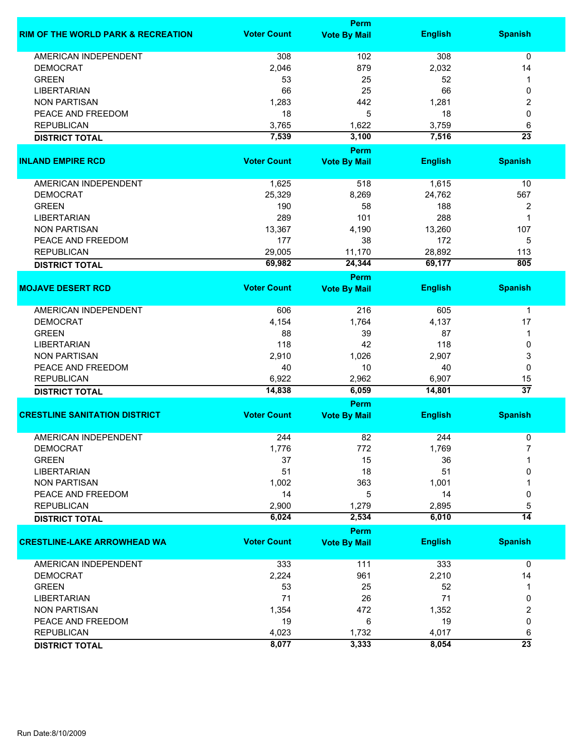| RIM OF THE WORLD PARK & RECREATION | Voter Count | Perm Vote By Mail | English | Spanish |
|---|---|---|---|---|
| AMERICAN INDEPENDENT | 308 | 102 | 308 | 0 |
| DEMOCRAT | 2,046 | 879 | 2,032 | 14 |
| GREEN | 53 | 25 | 52 | 1 |
| LIBERTARIAN | 66 | 25 | 66 | 0 |
| NON PARTISAN | 1,283 | 442 | 1,281 | 2 |
| PEACE AND FREEDOM | 18 | 5 | 18 | 0 |
| REPUBLICAN | 3,765 | 1,622 | 3,759 | 6 |
| **DISTRICT TOTAL** | **7,539** | **3,100** | **7,516** | **23** |

| INLAND EMPIRE RCD | Voter Count | Perm Vote By Mail | English | Spanish |
|---|---|---|---|---|
| AMERICAN INDEPENDENT | 1,625 | 518 | 1,615 | 10 |
| DEMOCRAT | 25,329 | 8,269 | 24,762 | 567 |
| GREEN | 190 | 58 | 188 | 2 |
| LIBERTARIAN | 289 | 101 | 288 | 1 |
| NON PARTISAN | 13,367 | 4,190 | 13,260 | 107 |
| PEACE AND FREEDOM | 177 | 38 | 172 | 5 |
| REPUBLICAN | 29,005 | 11,170 | 28,892 | 113 |
| **DISTRICT TOTAL** | **69,982** | **24,344** | **69,177** | **805** |

| MOJAVE DESERT RCD | Voter Count | Perm Vote By Mail | English | Spanish |
|---|---|---|---|---|
| AMERICAN INDEPENDENT | 606 | 216 | 605 | 1 |
| DEMOCRAT | 4,154 | 1,764 | 4,137 | 17 |
| GREEN | 88 | 39 | 87 | 1 |
| LIBERTARIAN | 118 | 42 | 118 | 0 |
| NON PARTISAN | 2,910 | 1,026 | 2,907 | 3 |
| PEACE AND FREEDOM | 40 | 10 | 40 | 0 |
| REPUBLICAN | 6,922 | 2,962 | 6,907 | 15 |
| **DISTRICT TOTAL** | **14,838** | **6,059** | **14,801** | **37** |

| CRESTLINE SANITATION DISTRICT | Voter Count | Perm Vote By Mail | English | Spanish |
|---|---|---|---|---|
| AMERICAN INDEPENDENT | 244 | 82 | 244 | 0 |
| DEMOCRAT | 1,776 | 772 | 1,769 | 7 |
| GREEN | 37 | 15 | 36 | 1 |
| LIBERTARIAN | 51 | 18 | 51 | 0 |
| NON PARTISAN | 1,002 | 363 | 1,001 | 1 |
| PEACE AND FREEDOM | 14 | 5 | 14 | 0 |
| REPUBLICAN | 2,900 | 1,279 | 2,895 | 5 |
| **DISTRICT TOTAL** | **6,024** | **2,534** | **6,010** | **14** |

| CRESTLINE-LAKE ARROWHEAD WA | Voter Count | Perm Vote By Mail | English | Spanish |
|---|---|---|---|---|
| AMERICAN INDEPENDENT | 333 | 111 | 333 | 0 |
| DEMOCRAT | 2,224 | 961 | 2,210 | 14 |
| GREEN | 53 | 25 | 52 | 1 |
| LIBERTARIAN | 71 | 26 | 71 | 0 |
| NON PARTISAN | 1,354 | 472 | 1,352 | 2 |
| PEACE AND FREEDOM | 19 | 6 | 19 | 0 |
| REPUBLICAN | 4,023 | 1,732 | 4,017 | 6 |
| **DISTRICT TOTAL** | **8,077** | **3,333** | **8,054** | **23** |

Run Date:8/10/2009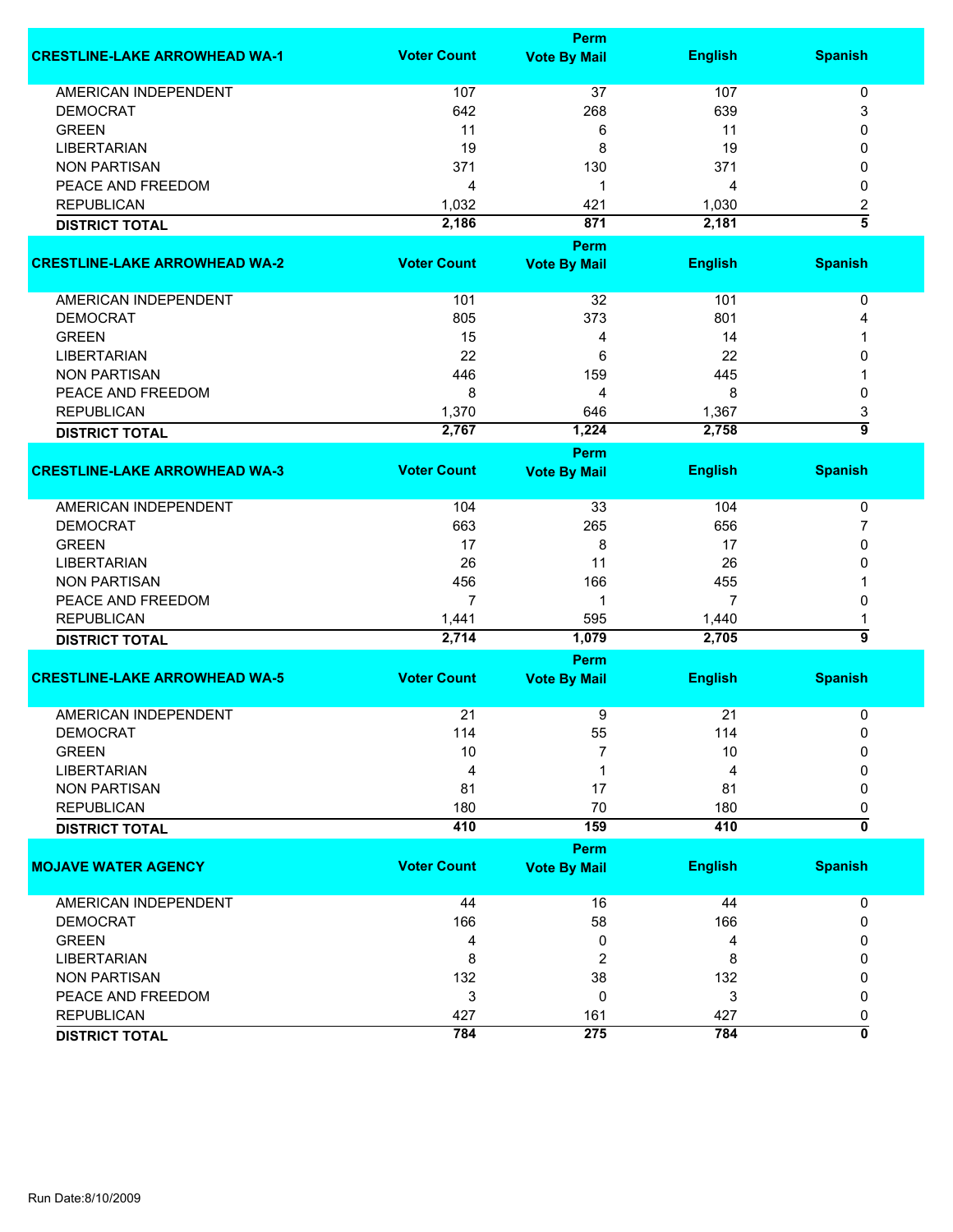| CRESTLINE-LAKE ARROWHEAD WA-1 | Voter Count | Perm Vote By Mail | English | Spanish |
|---|---|---|---|---|
| AMERICAN INDEPENDENT | 107 | 37 | 107 | 0 |
| DEMOCRAT | 642 | 268 | 639 | 3 |
| GREEN | 11 | 6 | 11 | 0 |
| LIBERTARIAN | 19 | 8 | 19 | 0 |
| NON PARTISAN | 371 | 130 | 371 | 0 |
| PEACE AND FREEDOM | 4 | 1 | 4 | 0 |
| REPUBLICAN | 1,032 | 421 | 1,030 | 2 |
| **DISTRICT TOTAL** | **2,186** | **871** | **2,181** | **5** |

| CRESTLINE-LAKE ARROWHEAD WA-2 | Voter Count | Perm Vote By Mail | English | Spanish |
|---|---|---|---|---|
| AMERICAN INDEPENDENT | 101 | 32 | 101 | 0 |
| DEMOCRAT | 805 | 373 | 801 | 4 |
| GREEN | 15 | 4 | 14 | 1 |
| LIBERTARIAN | 22 | 6 | 22 | 0 |
| NON PARTISAN | 446 | 159 | 445 | 1 |
| PEACE AND FREEDOM | 8 | 4 | 8 | 0 |
| REPUBLICAN | 1,370 | 646 | 1,367 | 3 |
| **DISTRICT TOTAL** | **2,767** | **1,224** | **2,758** | **9** |

| CRESTLINE-LAKE ARROWHEAD WA-3 | Voter Count | Perm Vote By Mail | English | Spanish |
|---|---|---|---|---|
| AMERICAN INDEPENDENT | 104 | 33 | 104 | 0 |
| DEMOCRAT | 663 | 265 | 656 | 7 |
| GREEN | 17 | 8 | 17 | 0 |
| LIBERTARIAN | 26 | 11 | 26 | 0 |
| NON PARTISAN | 456 | 166 | 455 | 1 |
| PEACE AND FREEDOM | 7 | 1 | 7 | 0 |
| REPUBLICAN | 1,441 | 595 | 1,440 | 1 |
| **DISTRICT TOTAL** | **2,714** | **1,079** | **2,705** | **9** |

| CRESTLINE-LAKE ARROWHEAD WA-5 | Voter Count | Perm Vote By Mail | English | Spanish |
|---|---|---|---|---|
| AMERICAN INDEPENDENT | 21 | 9 | 21 | 0 |
| DEMOCRAT | 114 | 55 | 114 | 0 |
| GREEN | 10 | 7 | 10 | 0 |
| LIBERTARIAN | 4 | 1 | 4 | 0 |
| NON PARTISAN | 81 | 17 | 81 | 0 |
| REPUBLICAN | 180 | 70 | 180 | 0 |
| **DISTRICT TOTAL** | **410** | **159** | **410** | **0** |

| MOJAVE WATER AGENCY | Voter Count | Perm Vote By Mail | English | Spanish |
|---|---|---|---|---|
| AMERICAN INDEPENDENT | 44 | 16 | 44 | 0 |
| DEMOCRAT | 166 | 58 | 166 | 0 |
| GREEN | 4 | 0 | 4 | 0 |
| LIBERTARIAN | 8 | 2 | 8 | 0 |
| NON PARTISAN | 132 | 38 | 132 | 0 |
| PEACE AND FREEDOM | 3 | 0 | 3 | 0 |
| REPUBLICAN | 427 | 161 | 427 | 0 |
| **DISTRICT TOTAL** | **784** | **275** | **784** | **0** |

Run Date:8/10/2009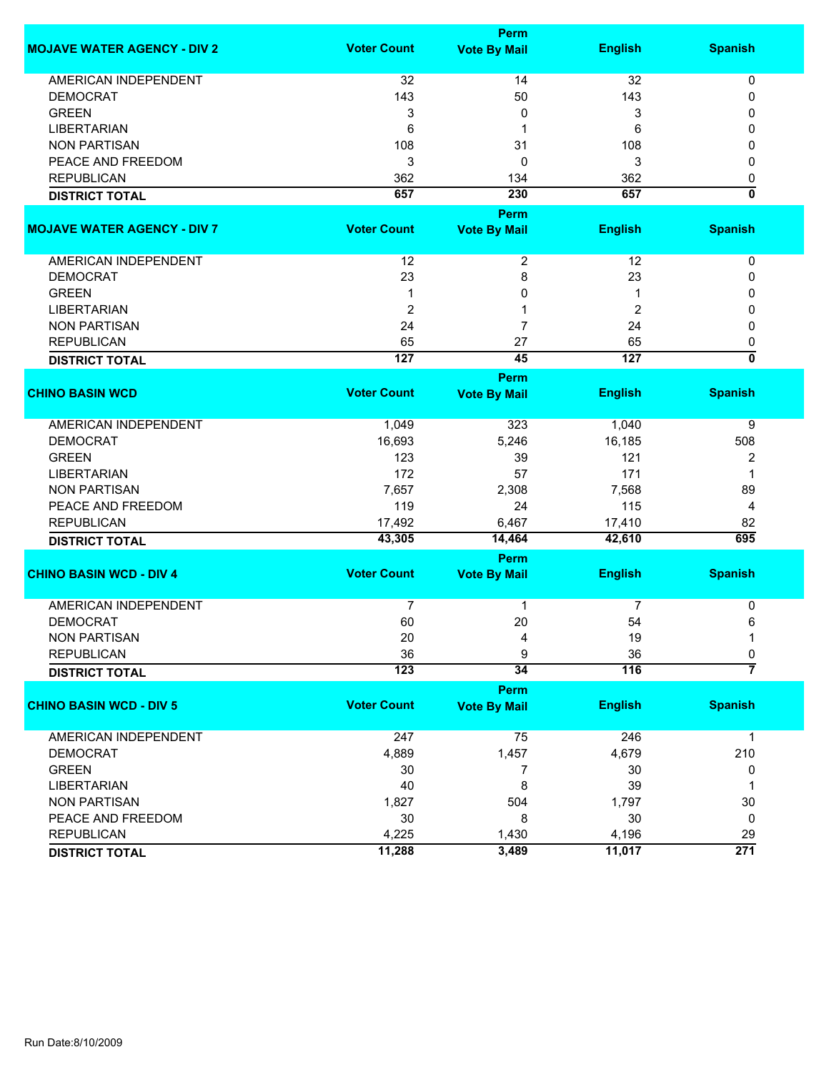| MOJAVE WATER AGENCY - DIV 2 | Voter Count | Perm Vote By Mail | English | Spanish |
|---|---|---|---|---|
| AMERICAN INDEPENDENT | 32 | 14 | 32 | 0 |
| DEMOCRAT | 143 | 50 | 143 | 0 |
| GREEN | 3 | 0 | 3 | 0 |
| LIBERTARIAN | 6 | 1 | 6 | 0 |
| NON PARTISAN | 108 | 31 | 108 | 0 |
| PEACE AND FREEDOM | 3 | 0 | 3 | 0 |
| REPUBLICAN | 362 | 134 | 362 | 0 |
| **DISTRICT TOTAL** | **657** | **230** | **657** | **0** |

| MOJAVE WATER AGENCY - DIV 7 | Voter Count | Perm Vote By Mail | English | Spanish |
|---|---|---|---|---|
| AMERICAN INDEPENDENT | 12 | 2 | 12 | 0 |
| DEMOCRAT | 23 | 8 | 23 | 0 |
| GREEN | 1 | 0 | 1 | 0 |
| LIBERTARIAN | 2 | 1 | 2 | 0 |
| NON PARTISAN | 24 | 7 | 24 | 0 |
| REPUBLICAN | 65 | 27 | 65 | 0 |
| **DISTRICT TOTAL** | **127** | **45** | **127** | **0** |

| CHINO BASIN WCD | Voter Count | Perm Vote By Mail | English | Spanish |
|---|---|---|---|---|
| AMERICAN INDEPENDENT | 1,049 | 323 | 1,040 | 9 |
| DEMOCRAT | 16,693 | 5,246 | 16,185 | 508 |
| GREEN | 123 | 39 | 121 | 2 |
| LIBERTARIAN | 172 | 57 | 171 | 1 |
| NON PARTISAN | 7,657 | 2,308 | 7,568 | 89 |
| PEACE AND FREEDOM | 119 | 24 | 115 | 4 |
| REPUBLICAN | 17,492 | 6,467 | 17,410 | 82 |
| **DISTRICT TOTAL** | **43,305** | **14,464** | **42,610** | **695** |

| CHINO BASIN WCD - DIV 4 | Voter Count | Perm Vote By Mail | English | Spanish |
|---|---|---|---|---|
| AMERICAN INDEPENDENT | 7 | 1 | 7 | 0 |
| DEMOCRAT | 60 | 20 | 54 | 6 |
| NON PARTISAN | 20 | 4 | 19 | 1 |
| REPUBLICAN | 36 | 9 | 36 | 0 |
| **DISTRICT TOTAL** | **123** | **34** | **116** | **7** |

| CHINO BASIN WCD - DIV 5 | Voter Count | Perm Vote By Mail | English | Spanish |
|---|---|---|---|---|
| AMERICAN INDEPENDENT | 247 | 75 | 246 | 1 |
| DEMOCRAT | 4,889 | 1,457 | 4,679 | 210 |
| GREEN | 30 | 7 | 30 | 0 |
| LIBERTARIAN | 40 | 8 | 39 | 1 |
| NON PARTISAN | 1,827 | 504 | 1,797 | 30 |
| PEACE AND FREEDOM | 30 | 8 | 30 | 0 |
| REPUBLICAN | 4,225 | 1,430 | 4,196 | 29 |
| **DISTRICT TOTAL** | **11,288** | **3,489** | **11,017** | **271** |

Run Date:8/10/2009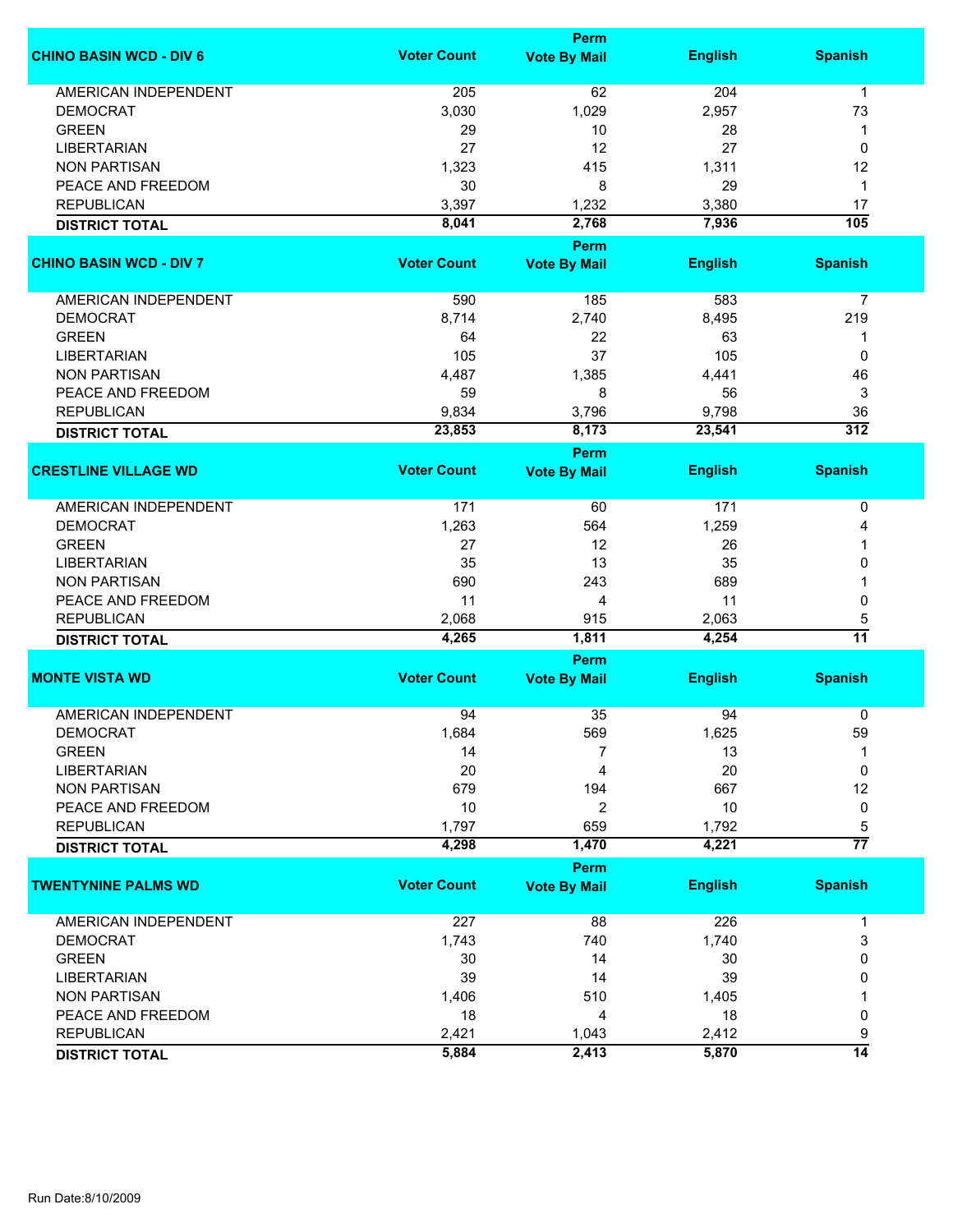| CHINO BASIN WCD - DIV 6 | Voter Count | Perm Vote By Mail | English | Spanish |
|---|---|---|---|---|
| AMERICAN INDEPENDENT | 205 | 62 | 204 | 1 |
| DEMOCRAT | 3,030 | 1,029 | 2,957 | 73 |
| GREEN | 29 | 10 | 28 | 1 |
| LIBERTARIAN | 27 | 12 | 27 | 0 |
| NON PARTISAN | 1,323 | 415 | 1,311 | 12 |
| PEACE AND FREEDOM | 30 | 8 | 29 | 1 |
| REPUBLICAN | 3,397 | 1,232 | 3,380 | 17 |
| **DISTRICT TOTAL** | **8,041** | **2,768** | **7,936** | **105** |

| CHINO BASIN WCD - DIV 7 | Voter Count | Perm Vote By Mail | English | Spanish |
|---|---|---|---|---|
| AMERICAN INDEPENDENT | 590 | 185 | 583 | 7 |
| DEMOCRAT | 8,714 | 2,740 | 8,495 | 219 |
| GREEN | 64 | 22 | 63 | 1 |
| LIBERTARIAN | 105 | 37 | 105 | 0 |
| NON PARTISAN | 4,487 | 1,385 | 4,441 | 46 |
| PEACE AND FREEDOM | 59 | 8 | 56 | 3 |
| REPUBLICAN | 9,834 | 3,796 | 9,798 | 36 |
| **DISTRICT TOTAL** | **23,853** | **8,173** | **23,541** | **312** |

| CRESTLINE VILLAGE WD | Voter Count | Perm Vote By Mail | English | Spanish |
|---|---|---|---|---|
| AMERICAN INDEPENDENT | 171 | 60 | 171 | 0 |
| DEMOCRAT | 1,263 | 564 | 1,259 | 4 |
| GREEN | 27 | 12 | 26 | 1 |
| LIBERTARIAN | 35 | 13 | 35 | 0 |
| NON PARTISAN | 690 | 243 | 689 | 1 |
| PEACE AND FREEDOM | 11 | 4 | 11 | 0 |
| REPUBLICAN | 2,068 | 915 | 2,063 | 5 |
| **DISTRICT TOTAL** | **4,265** | **1,811** | **4,254** | **11** |

| MONTE VISTA WD | Voter Count | Perm Vote By Mail | English | Spanish |
|---|---|---|---|---|
| AMERICAN INDEPENDENT | 94 | 35 | 94 | 0 |
| DEMOCRAT | 1,684 | 569 | 1,625 | 59 |
| GREEN | 14 | 7 | 13 | 1 |
| LIBERTARIAN | 20 | 4 | 20 | 0 |
| NON PARTISAN | 679 | 194 | 667 | 12 |
| PEACE AND FREEDOM | 10 | 2 | 10 | 0 |
| REPUBLICAN | 1,797 | 659 | 1,792 | 5 |
| **DISTRICT TOTAL** | **4,298** | **1,470** | **4,221** | **77** |

| TWENTYNINE PALMS WD | Voter Count | Perm Vote By Mail | English | Spanish |
|---|---|---|---|---|
| AMERICAN INDEPENDENT | 227 | 88 | 226 | 1 |
| DEMOCRAT | 1,743 | 740 | 1,740 | 3 |
| GREEN | 30 | 14 | 30 | 0 |
| LIBERTARIAN | 39 | 14 | 39 | 0 |
| NON PARTISAN | 1,406 | 510 | 1,405 | 1 |
| PEACE AND FREEDOM | 18 | 4 | 18 | 0 |
| REPUBLICAN | 2,421 | 1,043 | 2,412 | 9 |
| **DISTRICT TOTAL** | **5,884** | **2,413** | **5,870** | **14** |

Run Date:8/10/2009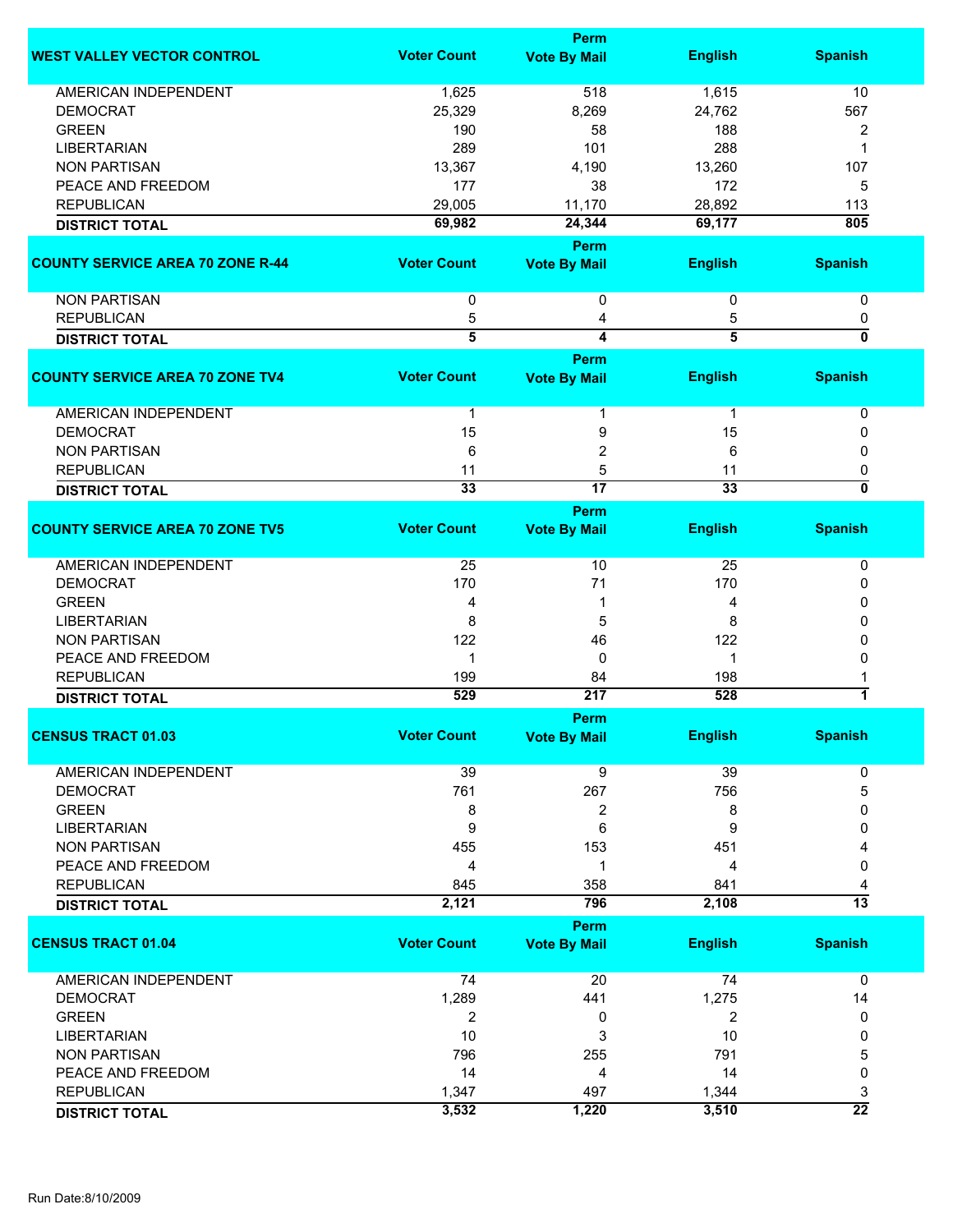| WEST VALLEY VECTOR CONTROL | Voter Count | Perm Vote By Mail | English | Spanish |
|---|---|---|---|---|
| AMERICAN INDEPENDENT | 1,625 | 518 | 1,615 | 10 |
| DEMOCRAT | 25,329 | 8,269 | 24,762 | 567 |
| GREEN | 190 | 58 | 188 | 2 |
| LIBERTARIAN | 289 | 101 | 288 | 1 |
| NON PARTISAN | 13,367 | 4,190 | 13,260 | 107 |
| PEACE AND FREEDOM | 177 | 38 | 172 | 5 |
| REPUBLICAN | 29,005 | 11,170 | 28,892 | 113 |
| **DISTRICT TOTAL** | **69,982** | **24,344** | **69,177** | **805** |

| COUNTY SERVICE AREA 70 ZONE R-44 | Voter Count | Perm Vote By Mail | English | Spanish |
|---|---|---|---|---|
| NON PARTISAN | 0 | 0 | 0 | 0 |
| REPUBLICAN | 5 | 4 | 5 | 0 |
| **DISTRICT TOTAL** | **5** | **4** | **5** | **0** |

| COUNTY SERVICE AREA 70 ZONE TV4 | Voter Count | Perm Vote By Mail | English | Spanish |
|---|---|---|---|---|
| AMERICAN INDEPENDENT | 1 | 1 | 1 | 0 |
| DEMOCRAT | 15 | 9 | 15 | 0 |
| NON PARTISAN | 6 | 2 | 6 | 0 |
| REPUBLICAN | 11 | 5 | 11 | 0 |
| **DISTRICT TOTAL** | **33** | **17** | **33** | **0** |

| COUNTY SERVICE AREA 70 ZONE TV5 | Voter Count | Perm Vote By Mail | English | Spanish |
|---|---|---|---|---|
| AMERICAN INDEPENDENT | 25 | 10 | 25 | 0 |
| DEMOCRAT | 170 | 71 | 170 | 0 |
| GREEN | 4 | 1 | 4 | 0 |
| LIBERTARIAN | 8 | 5 | 8 | 0 |
| NON PARTISAN | 122 | 46 | 122 | 0 |
| PEACE AND FREEDOM | 1 | 0 | 1 | 0 |
| REPUBLICAN | 199 | 84 | 198 | 1 |
| **DISTRICT TOTAL** | **529** | **217** | **528** | **1** |

| CENSUS TRACT 01.03 | Voter Count | Perm Vote By Mail | English | Spanish |
|---|---|---|---|---|
| AMERICAN INDEPENDENT | 39 | 9 | 39 | 0 |
| DEMOCRAT | 761 | 267 | 756 | 5 |
| GREEN | 8 | 2 | 8 | 0 |
| LIBERTARIAN | 9 | 6 | 9 | 0 |
| NON PARTISAN | 455 | 153 | 451 | 4 |
| PEACE AND FREEDOM | 4 | 1 | 4 | 0 |
| REPUBLICAN | 845 | 358 | 841 | 4 |
| **DISTRICT TOTAL** | **2,121** | **796** | **2,108** | **13** |

| CENSUS TRACT 01.04 | Voter Count | Perm Vote By Mail | English | Spanish |
|---|---|---|---|---|
| AMERICAN INDEPENDENT | 74 | 20 | 74 | 0 |
| DEMOCRAT | 1,289 | 441 | 1,275 | 14 |
| GREEN | 2 | 0 | 2 | 0 |
| LIBERTARIAN | 10 | 3 | 10 | 0 |
| NON PARTISAN | 796 | 255 | 791 | 5 |
| PEACE AND FREEDOM | 14 | 4 | 14 | 0 |
| REPUBLICAN | 1,347 | 497 | 1,344 | 3 |
| **DISTRICT TOTAL** | **3,532** | **1,220** | **3,510** | **22** |

Run Date:8/10/2009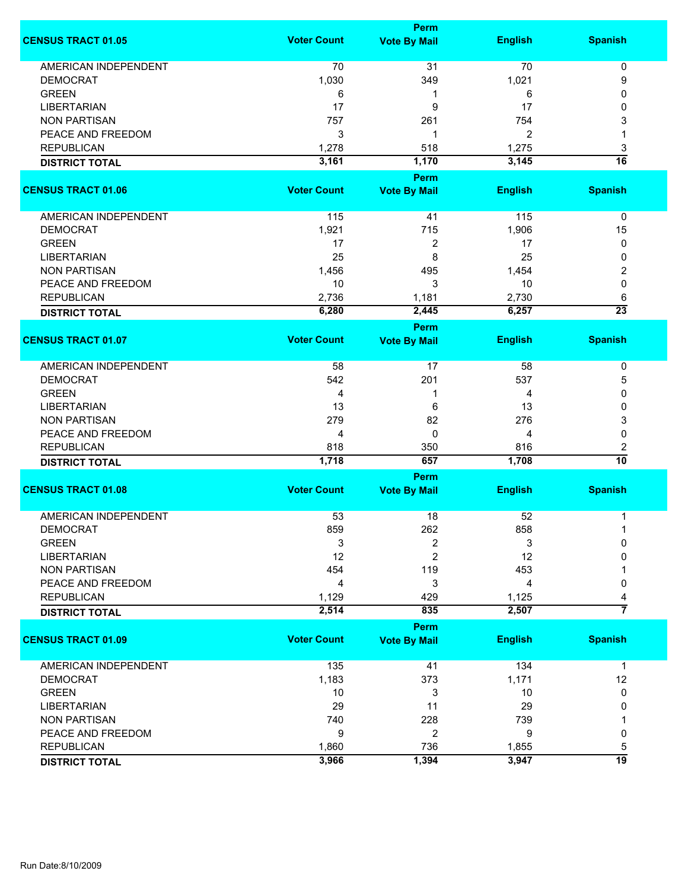| CENSUS TRACT 01.05 | Voter Count | Perm Vote By Mail | English | Spanish |
|---|---|---|---|---|
| AMERICAN INDEPENDENT | 70 | 31 | 70 | 0 |
| DEMOCRAT | 1,030 | 349 | 1,021 | 9 |
| GREEN | 6 | 1 | 6 | 0 |
| LIBERTARIAN | 17 | 9 | 17 | 0 |
| NON PARTISAN | 757 | 261 | 754 | 3 |
| PEACE AND FREEDOM | 3 | 1 | 2 | 1 |
| REPUBLICAN | 1,278 | 518 | 1,275 | 3 |
| **DISTRICT TOTAL** | **3,161** | **1,170** | **3,145** | **16** |

| CENSUS TRACT 01.06 | Voter Count | Perm Vote By Mail | English | Spanish |
|---|---|---|---|---|
| AMERICAN INDEPENDENT | 115 | 41 | 115 | 0 |
| DEMOCRAT | 1,921 | 715 | 1,906 | 15 |
| GREEN | 17 | 2 | 17 | 0 |
| LIBERTARIAN | 25 | 8 | 25 | 0 |
| NON PARTISAN | 1,456 | 495 | 1,454 | 2 |
| PEACE AND FREEDOM | 10 | 3 | 10 | 0 |
| REPUBLICAN | 2,736 | 1,181 | 2,730 | 6 |
| **DISTRICT TOTAL** | **6,280** | **2,445** | **6,257** | **23** |

| CENSUS TRACT 01.07 | Voter Count | Perm Vote By Mail | English | Spanish |
|---|---|---|---|---|
| AMERICAN INDEPENDENT | 58 | 17 | 58 | 0 |
| DEMOCRAT | 542 | 201 | 537 | 5 |
| GREEN | 4 | 1 | 4 | 0 |
| LIBERTARIAN | 13 | 6 | 13 | 0 |
| NON PARTISAN | 279 | 82 | 276 | 3 |
| PEACE AND FREEDOM | 4 | 0 | 4 | 0 |
| REPUBLICAN | 818 | 350 | 816 | 2 |
| **DISTRICT TOTAL** | **1,718** | **657** | **1,708** | **10** |

| CENSUS TRACT 01.08 | Voter Count | Perm Vote By Mail | English | Spanish |
|---|---|---|---|---|
| AMERICAN INDEPENDENT | 53 | 18 | 52 | 1 |
| DEMOCRAT | 859 | 262 | 858 | 1 |
| GREEN | 3 | 2 | 3 | 0 |
| LIBERTARIAN | 12 | 2 | 12 | 0 |
| NON PARTISAN | 454 | 119 | 453 | 1 |
| PEACE AND FREEDOM | 4 | 3 | 4 | 0 |
| REPUBLICAN | 1,129 | 429 | 1,125 | 4 |
| **DISTRICT TOTAL** | **2,514** | **835** | **2,507** | **7** |

| CENSUS TRACT 01.09 | Voter Count | Perm Vote By Mail | English | Spanish |
|---|---|---|---|---|
| AMERICAN INDEPENDENT | 135 | 41 | 134 | 1 |
| DEMOCRAT | 1,183 | 373 | 1,171 | 12 |
| GREEN | 10 | 3 | 10 | 0 |
| LIBERTARIAN | 29 | 11 | 29 | 0 |
| NON PARTISAN | 740 | 228 | 739 | 1 |
| PEACE AND FREEDOM | 9 | 2 | 9 | 0 |
| REPUBLICAN | 1,860 | 736 | 1,855 | 5 |
| **DISTRICT TOTAL** | **3,966** | **1,394** | **3,947** | **19** |

Run Date:8/10/2009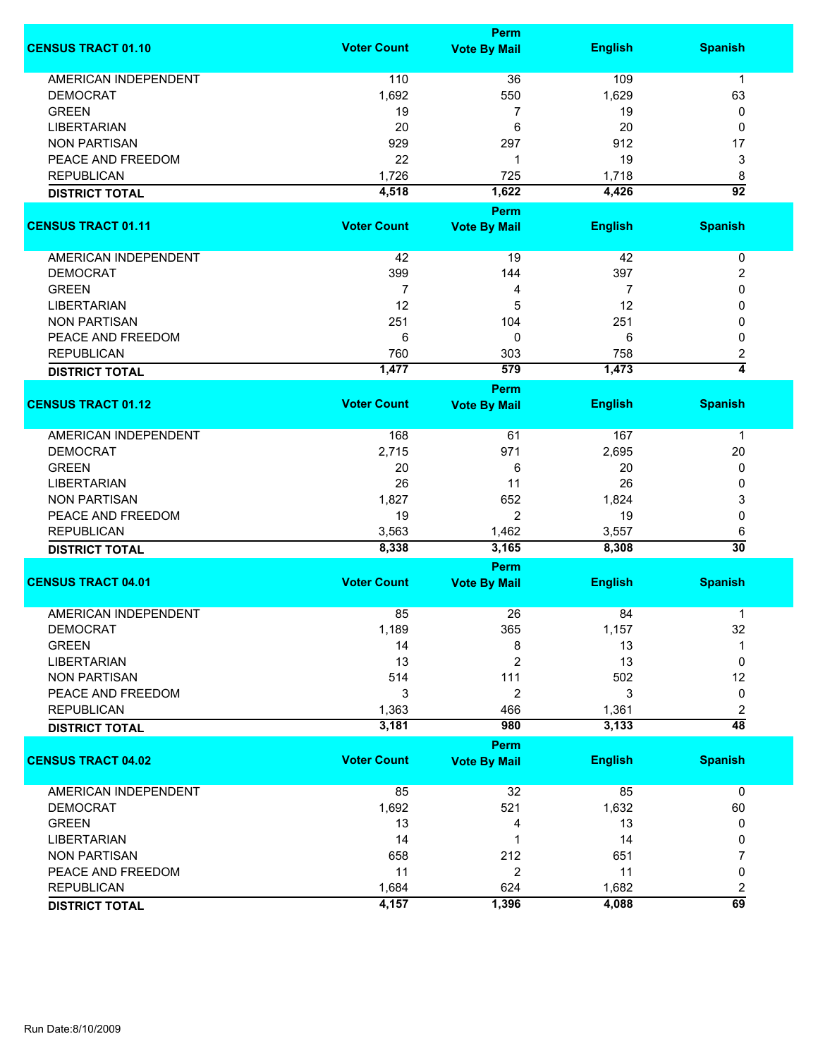| CENSUS TRACT 01.10 | Voter Count | Perm Vote By Mail | English | Spanish |
|---|---|---|---|---|
| AMERICAN INDEPENDENT | 110 | 36 | 109 | 1 |
| DEMOCRAT | 1,692 | 550 | 1,629 | 63 |
| GREEN | 19 | 7 | 19 | 0 |
| LIBERTARIAN | 20 | 6 | 20 | 0 |
| NON PARTISAN | 929 | 297 | 912 | 17 |
| PEACE AND FREEDOM | 22 | 1 | 19 | 3 |
| REPUBLICAN | 1,726 | 725 | 1,718 | 8 |
| **DISTRICT TOTAL** | **4,518** | **1,622** | **4,426** | **92** |

| CENSUS TRACT 01.11 | Voter Count | Perm Vote By Mail | English | Spanish |
|---|---|---|---|---|
| AMERICAN INDEPENDENT | 42 | 19 | 42 | 0 |
| DEMOCRAT | 399 | 144 | 397 | 2 |
| GREEN | 7 | 4 | 7 | 0 |
| LIBERTARIAN | 12 | 5 | 12 | 0 |
| NON PARTISAN | 251 | 104 | 251 | 0 |
| PEACE AND FREEDOM | 6 | 0 | 6 | 0 |
| REPUBLICAN | 760 | 303 | 758 | 2 |
| **DISTRICT TOTAL** | **1,477** | **579** | **1,473** | **4** |

| CENSUS TRACT 01.12 | Voter Count | Perm Vote By Mail | English | Spanish |
|---|---|---|---|---|
| AMERICAN INDEPENDENT | 168 | 61 | 167 | 1 |
| DEMOCRAT | 2,715 | 971 | 2,695 | 20 |
| GREEN | 20 | 6 | 20 | 0 |
| LIBERTARIAN | 26 | 11 | 26 | 0 |
| NON PARTISAN | 1,827 | 652 | 1,824 | 3 |
| PEACE AND FREEDOM | 19 | 2 | 19 | 0 |
| REPUBLICAN | 3,563 | 1,462 | 3,557 | 6 |
| **DISTRICT TOTAL** | **8,338** | **3,165** | **8,308** | **30** |

| CENSUS TRACT 04.01 | Voter Count | Perm Vote By Mail | English | Spanish |
|---|---|---|---|---|
| AMERICAN INDEPENDENT | 85 | 26 | 84 | 1 |
| DEMOCRAT | 1,189 | 365 | 1,157 | 32 |
| GREEN | 14 | 8 | 13 | 1 |
| LIBERTARIAN | 13 | 2 | 13 | 0 |
| NON PARTISAN | 514 | 111 | 502 | 12 |
| PEACE AND FREEDOM | 3 | 2 | 3 | 0 |
| REPUBLICAN | 1,363 | 466 | 1,361 | 2 |
| **DISTRICT TOTAL** | **3,181** | **980** | **3,133** | **48** |

| CENSUS TRACT 04.02 | Voter Count | Perm Vote By Mail | English | Spanish |
|---|---|---|---|---|
| AMERICAN INDEPENDENT | 85 | 32 | 85 | 0 |
| DEMOCRAT | 1,692 | 521 | 1,632 | 60 |
| GREEN | 13 | 4 | 13 | 0 |
| LIBERTARIAN | 14 | 1 | 14 | 0 |
| NON PARTISAN | 658 | 212 | 651 | 7 |
| PEACE AND FREEDOM | 11 | 2 | 11 | 0 |
| REPUBLICAN | 1,684 | 624 | 1,682 | 2 |
| **DISTRICT TOTAL** | **4,157** | **1,396** | **4,088** | **69** |

Run Date:8/10/2009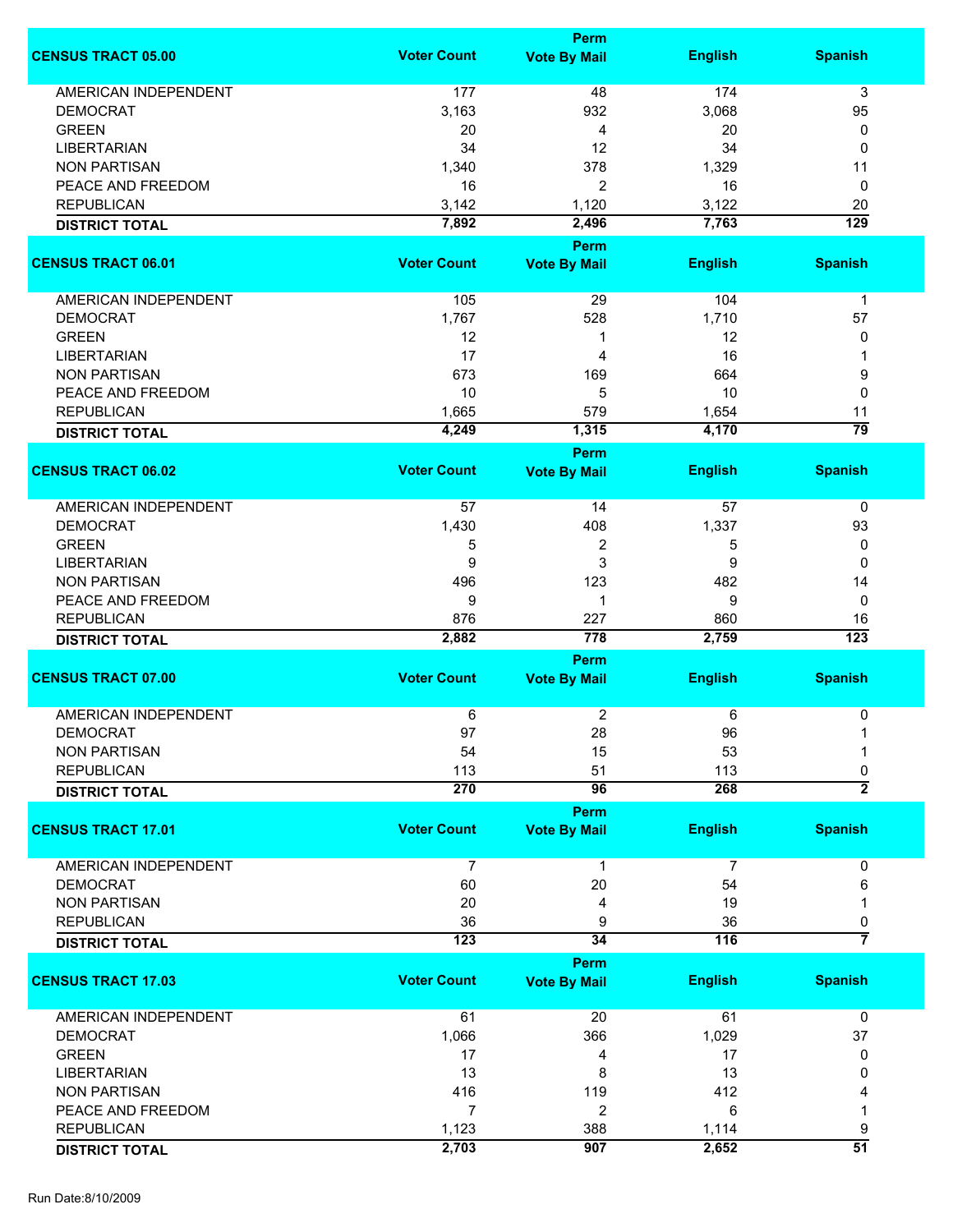| CENSUS TRACT 05.00 | Voter Count | Perm Vote By Mail | English | Spanish |
|---|---|---|---|---|
| AMERICAN INDEPENDENT | 177 | 48 | 174 | 3 |
| DEMOCRAT | 3,163 | 932 | 3,068 | 95 |
| GREEN | 20 | 4 | 20 | 0 |
| LIBERTARIAN | 34 | 12 | 34 | 0 |
| NON PARTISAN | 1,340 | 378 | 1,329 | 11 |
| PEACE AND FREEDOM | 16 | 2 | 16 | 0 |
| REPUBLICAN | 3,142 | 1,120 | 3,122 | 20 |
| **DISTRICT TOTAL** | **7,892** | **2,496** | **7,763** | **129** |

| CENSUS TRACT 06.01 | Voter Count | Perm Vote By Mail | English | Spanish |
|---|---|---|---|---|
| AMERICAN INDEPENDENT | 105 | 29 | 104 | 1 |
| DEMOCRAT | 1,767 | 528 | 1,710 | 57 |
| GREEN | 12 | 1 | 12 | 0 |
| LIBERTARIAN | 17 | 4 | 16 | 1 |
| NON PARTISAN | 673 | 169 | 664 | 9 |
| PEACE AND FREEDOM | 10 | 5 | 10 | 0 |
| REPUBLICAN | 1,665 | 579 | 1,654 | 11 |
| **DISTRICT TOTAL** | **4,249** | **1,315** | **4,170** | **79** |

| CENSUS TRACT 06.02 | Voter Count | Perm Vote By Mail | English | Spanish |
|---|---|---|---|---|
| AMERICAN INDEPENDENT | 57 | 14 | 57 | 0 |
| DEMOCRAT | 1,430 | 408 | 1,337 | 93 |
| GREEN | 5 | 2 | 5 | 0 |
| LIBERTARIAN | 9 | 3 | 9 | 0 |
| NON PARTISAN | 496 | 123 | 482 | 14 |
| PEACE AND FREEDOM | 9 | 1 | 9 | 0 |
| REPUBLICAN | 876 | 227 | 860 | 16 |
| **DISTRICT TOTAL** | **2,882** | **778** | **2,759** | **123** |

| CENSUS TRACT 07.00 | Voter Count | Perm Vote By Mail | English | Spanish |
|---|---|---|---|---|
| AMERICAN INDEPENDENT | 6 | 2 | 6 | 0 |
| DEMOCRAT | 97 | 28 | 96 | 1 |
| NON PARTISAN | 54 | 15 | 53 | 1 |
| REPUBLICAN | 113 | 51 | 113 | 0 |
| **DISTRICT TOTAL** | **270** | **96** | **268** | **2** |

| CENSUS TRACT 17.01 | Voter Count | Perm Vote By Mail | English | Spanish |
|---|---|---|---|---|
| AMERICAN INDEPENDENT | 7 | 1 | 7 | 0 |
| DEMOCRAT | 60 | 20 | 54 | 6 |
| NON PARTISAN | 20 | 4 | 19 | 1 |
| REPUBLICAN | 36 | 9 | 36 | 0 |
| **DISTRICT TOTAL** | **123** | **34** | **116** | **7** |

| CENSUS TRACT 17.03 | Voter Count | Perm Vote By Mail | English | Spanish |
|---|---|---|---|---|
| AMERICAN INDEPENDENT | 61 | 20 | 61 | 0 |
| DEMOCRAT | 1,066 | 366 | 1,029 | 37 |
| GREEN | 17 | 4 | 17 | 0 |
| LIBERTARIAN | 13 | 8 | 13 | 0 |
| NON PARTISAN | 416 | 119 | 412 | 4 |
| PEACE AND FREEDOM | 7 | 2 | 6 | 1 |
| REPUBLICAN | 1,123 | 388 | 1,114 | 9 |
| **DISTRICT TOTAL** | **2,703** | **907** | **2,652** | **51** |

Run Date:8/10/2009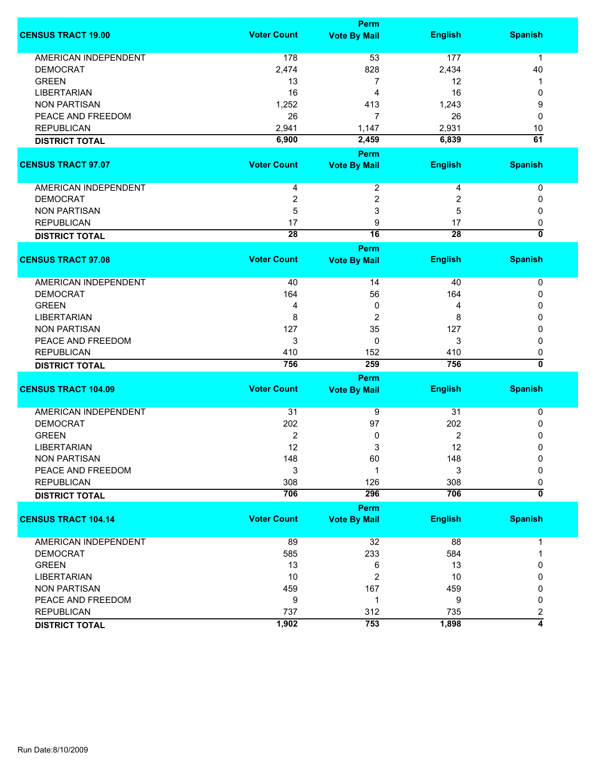| CENSUS TRACT 19.00 | Voter Count | Perm Vote By Mail | English | Spanish |
|---|---|---|---|---|
| AMERICAN INDEPENDENT | 178 | 53 | 177 | 1 |
| DEMOCRAT | 2,474 | 828 | 2,434 | 40 |
| GREEN | 13 | 7 | 12 | 1 |
| LIBERTARIAN | 16 | 4 | 16 | 0 |
| NON PARTISAN | 1,252 | 413 | 1,243 | 9 |
| PEACE AND FREEDOM | 26 | 7 | 26 | 0 |
| REPUBLICAN | 2,941 | 1,147 | 2,931 | 10 |
| **DISTRICT TOTAL** | **6,900** | **2,459** | **6,839** | **61** |

| CENSUS TRACT 97.07 | Voter Count | Perm Vote By Mail | English | Spanish |
|---|---|---|---|---|
| AMERICAN INDEPENDENT | 4 | 2 | 4 | 0 |
| DEMOCRAT | 2 | 2 | 2 | 0 |
| NON PARTISAN | 5 | 3 | 5 | 0 |
| REPUBLICAN | 17 | 9 | 17 | 0 |
| **DISTRICT TOTAL** | **28** | **16** | **28** | **0** |

| CENSUS TRACT 97.08 | Voter Count | Perm Vote By Mail | English | Spanish |
|---|---|---|---|---|
| AMERICAN INDEPENDENT | 40 | 14 | 40 | 0 |
| DEMOCRAT | 164 | 56 | 164 | 0 |
| GREEN | 4 | 0 | 4 | 0 |
| LIBERTARIAN | 8 | 2 | 8 | 0 |
| NON PARTISAN | 127 | 35 | 127 | 0 |
| PEACE AND FREEDOM | 3 | 0 | 3 | 0 |
| REPUBLICAN | 410 | 152 | 410 | 0 |
| **DISTRICT TOTAL** | **756** | **259** | **756** | **0** |

| CENSUS TRACT 104.09 | Voter Count | Perm Vote By Mail | English | Spanish |
|---|---|---|---|---|
| AMERICAN INDEPENDENT | 31 | 9 | 31 | 0 |
| DEMOCRAT | 202 | 97 | 202 | 0 |
| GREEN | 2 | 0 | 2 | 0 |
| LIBERTARIAN | 12 | 3 | 12 | 0 |
| NON PARTISAN | 148 | 60 | 148 | 0 |
| PEACE AND FREEDOM | 3 | 1 | 3 | 0 |
| REPUBLICAN | 308 | 126 | 308 | 0 |
| **DISTRICT TOTAL** | **706** | **296** | **706** | **0** |

| CENSUS TRACT 104.14 | Voter Count | Perm Vote By Mail | English | Spanish |
|---|---|---|---|---|
| AMERICAN INDEPENDENT | 89 | 32 | 88 | 1 |
| DEMOCRAT | 585 | 233 | 584 | 1 |
| GREEN | 13 | 6 | 13 | 0 |
| LIBERTARIAN | 10 | 2 | 10 | 0 |
| NON PARTISAN | 459 | 167 | 459 | 0 |
| PEACE AND FREEDOM | 9 | 1 | 9 | 0 |
| REPUBLICAN | 737 | 312 | 735 | 2 |
| **DISTRICT TOTAL** | **1,902** | **753** | **1,898** | **4** |

Run Date:8/10/2009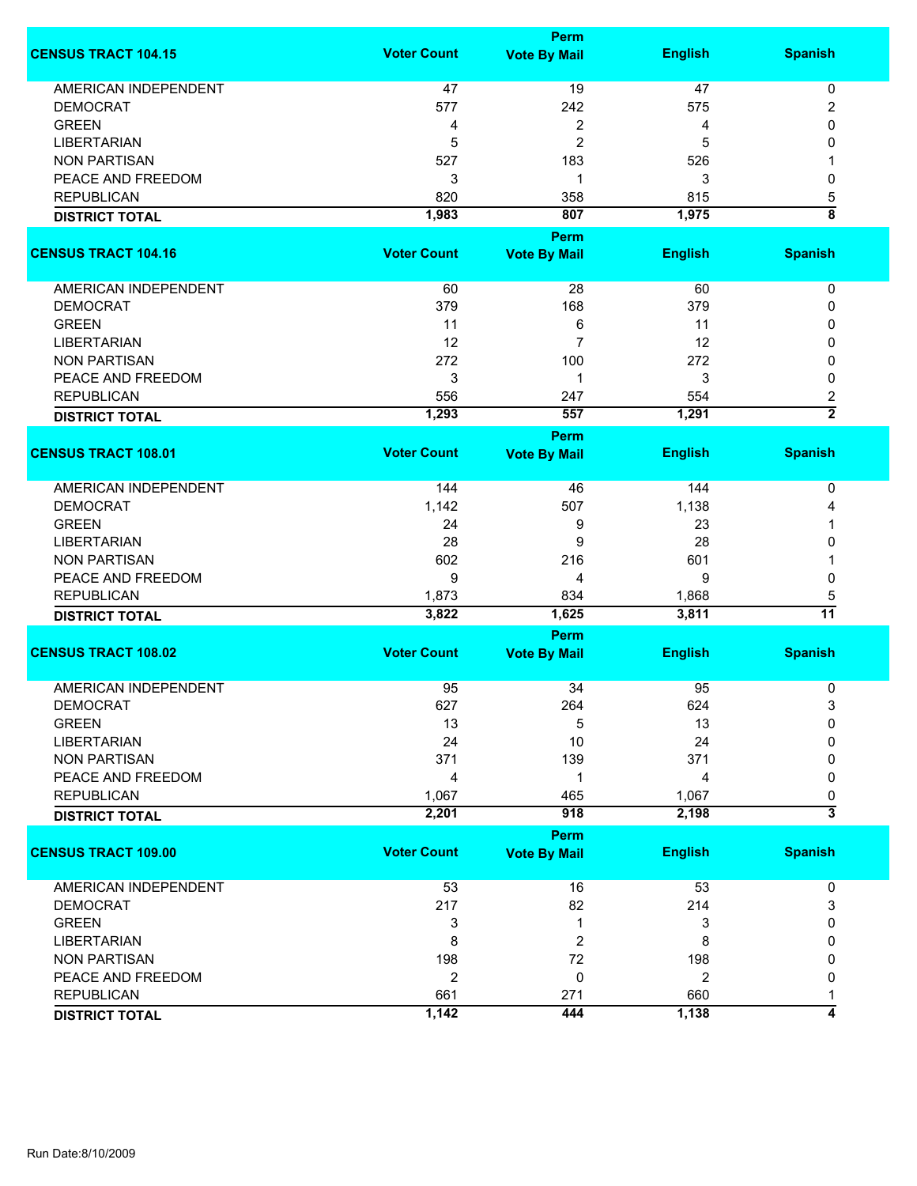| CENSUS TRACT 104.15 | Voter Count | Perm Vote By Mail | English | Spanish |
|---|---|---|---|---|
| AMERICAN INDEPENDENT | 47 | 19 | 47 | 0 |
| DEMOCRAT | 577 | 242 | 575 | 2 |
| GREEN | 4 | 2 | 4 | 0 |
| LIBERTARIAN | 5 | 2 | 5 | 0 |
| NON PARTISAN | 527 | 183 | 526 | 1 |
| PEACE AND FREEDOM | 3 | 1 | 3 | 0 |
| REPUBLICAN | 820 | 358 | 815 | 5 |
| **DISTRICT TOTAL** | **1,983** | **807** | **1,975** | **8** |

| CENSUS TRACT 104.16 | Voter Count | Perm Vote By Mail | English | Spanish |
|---|---|---|---|---|
| AMERICAN INDEPENDENT | 60 | 28 | 60 | 0 |
| DEMOCRAT | 379 | 168 | 379 | 0 |
| GREEN | 11 | 6 | 11 | 0 |
| LIBERTARIAN | 12 | 7 | 12 | 0 |
| NON PARTISAN | 272 | 100 | 272 | 0 |
| PEACE AND FREEDOM | 3 | 1 | 3 | 0 |
| REPUBLICAN | 556 | 247 | 554 | 2 |
| **DISTRICT TOTAL** | **1,293** | **557** | **1,291** | **2** |

| CENSUS TRACT 108.01 | Voter Count | Perm Vote By Mail | English | Spanish |
|---|---|---|---|---|
| AMERICAN INDEPENDENT | 144 | 46 | 144 | 0 |
| DEMOCRAT | 1,142 | 507 | 1,138 | 4 |
| GREEN | 24 | 9 | 23 | 1 |
| LIBERTARIAN | 28 | 9 | 28 | 0 |
| NON PARTISAN | 602 | 216 | 601 | 1 |
| PEACE AND FREEDOM | 9 | 4 | 9 | 0 |
| REPUBLICAN | 1,873 | 834 | 1,868 | 5 |
| **DISTRICT TOTAL** | **3,822** | **1,625** | **3,811** | **11** |

| CENSUS TRACT 108.02 | Voter Count | Perm Vote By Mail | English | Spanish |
|---|---|---|---|---|
| AMERICAN INDEPENDENT | 95 | 34 | 95 | 0 |
| DEMOCRAT | 627 | 264 | 624 | 3 |
| GREEN | 13 | 5 | 13 | 0 |
| LIBERTARIAN | 24 | 10 | 24 | 0 |
| NON PARTISAN | 371 | 139 | 371 | 0 |
| PEACE AND FREEDOM | 4 | 1 | 4 | 0 |
| REPUBLICAN | 1,067 | 465 | 1,067 | 0 |
| **DISTRICT TOTAL** | **2,201** | **918** | **2,198** | **3** |

| CENSUS TRACT 109.00 | Voter Count | Perm Vote By Mail | English | Spanish |
|---|---|---|---|---|
| AMERICAN INDEPENDENT | 53 | 16 | 53 | 0 |
| DEMOCRAT | 217 | 82 | 214 | 3 |
| GREEN | 3 | 1 | 3 | 0 |
| LIBERTARIAN | 8 | 2 | 8 | 0 |
| NON PARTISAN | 198 | 72 | 198 | 0 |
| PEACE AND FREEDOM | 2 | 0 | 2 | 0 |
| REPUBLICAN | 661 | 271 | 660 | 1 |
| **DISTRICT TOTAL** | **1,142** | **444** | **1,138** | **4** |

Run Date:8/10/2009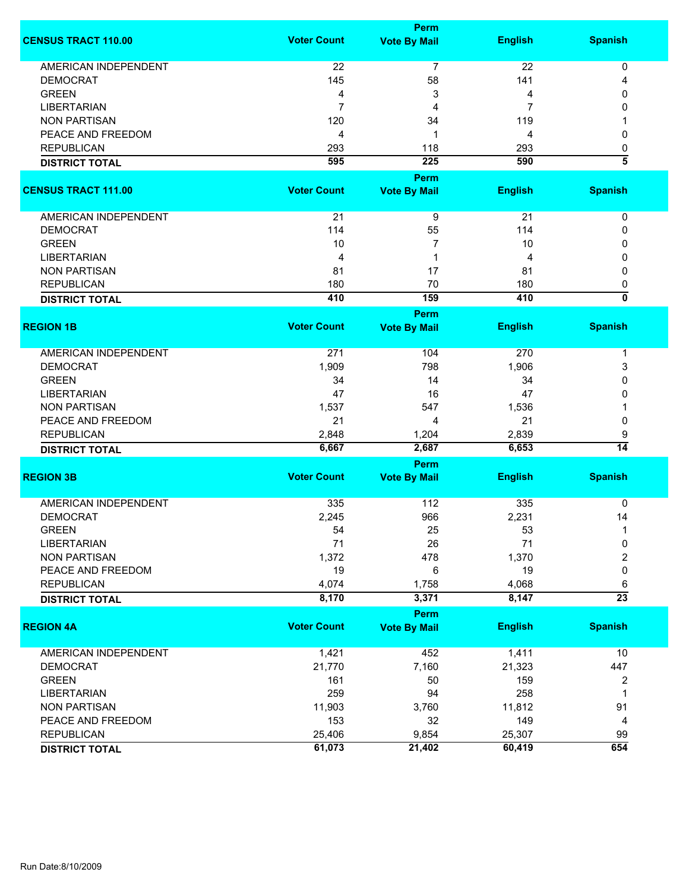| CENSUS TRACT 110.00 | Voter Count | Perm Vote By Mail | English | Spanish |
|---|---|---|---|---|
| AMERICAN INDEPENDENT | 22 | 7 | 22 | 0 |
| DEMOCRAT | 145 | 58 | 141 | 4 |
| GREEN | 4 | 3 | 4 | 0 |
| LIBERTARIAN | 7 | 4 | 7 | 0 |
| NON PARTISAN | 120 | 34 | 119 | 1 |
| PEACE AND FREEDOM | 4 | 1 | 4 | 0 |
| REPUBLICAN | 293 | 118 | 293 | 0 |
| **DISTRICT TOTAL** | **595** | **225** | **590** | **5** |

| CENSUS TRACT 111.00 | Voter Count | Perm Vote By Mail | English | Spanish |
|---|---|---|---|---|
| AMERICAN INDEPENDENT | 21 | 9 | 21 | 0 |
| DEMOCRAT | 114 | 55 | 114 | 0 |
| GREEN | 10 | 7 | 10 | 0 |
| LIBERTARIAN | 4 | 1 | 4 | 0 |
| NON PARTISAN | 81 | 17 | 81 | 0 |
| REPUBLICAN | 180 | 70 | 180 | 0 |
| **DISTRICT TOTAL** | **410** | **159** | **410** | **0** |

| REGION 1B | Voter Count | Perm Vote By Mail | English | Spanish |
|---|---|---|---|---|
| AMERICAN INDEPENDENT | 271 | 104 | 270 | 1 |
| DEMOCRAT | 1,909 | 798 | 1,906 | 3 |
| GREEN | 34 | 14 | 34 | 0 |
| LIBERTARIAN | 47 | 16 | 47 | 0 |
| NON PARTISAN | 1,537 | 547 | 1,536 | 1 |
| PEACE AND FREEDOM | 21 | 4 | 21 | 0 |
| REPUBLICAN | 2,848 | 1,204 | 2,839 | 9 |
| **DISTRICT TOTAL** | **6,667** | **2,687** | **6,653** | **14** |

| REGION 3B | Voter Count | Perm Vote By Mail | English | Spanish |
|---|---|---|---|---|
| AMERICAN INDEPENDENT | 335 | 112 | 335 | 0 |
| DEMOCRAT | 2,245 | 966 | 2,231 | 14 |
| GREEN | 54 | 25 | 53 | 1 |
| LIBERTARIAN | 71 | 26 | 71 | 0 |
| NON PARTISAN | 1,372 | 478 | 1,370 | 2 |
| PEACE AND FREEDOM | 19 | 6 | 19 | 0 |
| REPUBLICAN | 4,074 | 1,758 | 4,068 | 6 |
| **DISTRICT TOTAL** | **8,170** | **3,371** | **8,147** | **23** |

| REGION 4A | Voter Count | Perm Vote By Mail | English | Spanish |
|---|---|---|---|---|
| AMERICAN INDEPENDENT | 1,421 | 452 | 1,411 | 10 |
| DEMOCRAT | 21,770 | 7,160 | 21,323 | 447 |
| GREEN | 161 | 50 | 159 | 2 |
| LIBERTARIAN | 259 | 94 | 258 | 1 |
| NON PARTISAN | 11,903 | 3,760 | 11,812 | 91 |
| PEACE AND FREEDOM | 153 | 32 | 149 | 4 |
| REPUBLICAN | 25,406 | 9,854 | 25,307 | 99 |
| **DISTRICT TOTAL** | **61,073** | **21,402** | **60,419** | **654** |

Run Date:8/10/2009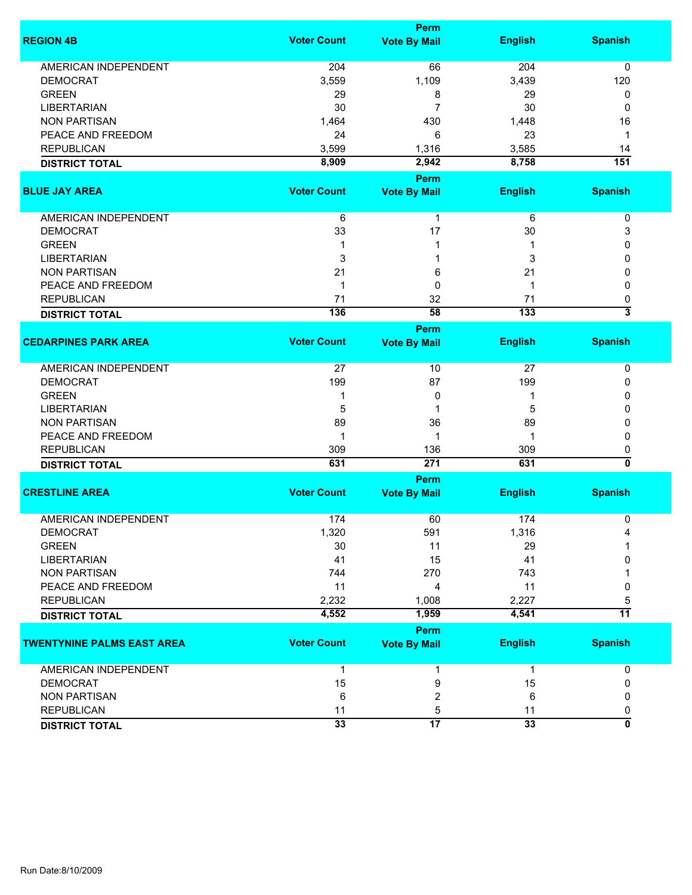| REGION 4B | Voter Count | Perm Vote By Mail | English | Spanish |
|---|---|---|---|---|
| AMERICAN INDEPENDENT | 204 | 66 | 204 | 0 |
| DEMOCRAT | 3,559 | 1,109 | 3,439 | 120 |
| GREEN | 29 | 8 | 29 | 0 |
| LIBERTARIAN | 30 | 7 | 30 | 0 |
| NON PARTISAN | 1,464 | 430 | 1,448 | 16 |
| PEACE AND FREEDOM | 24 | 6 | 23 | 1 |
| REPUBLICAN | 3,599 | 1,316 | 3,585 | 14 |
| **DISTRICT TOTAL** | **8,909** | **2,942** | **8,758** | **151** |

| BLUE JAY AREA | Voter Count | Perm Vote By Mail | English | Spanish |
|---|---|---|---|---|
| AMERICAN INDEPENDENT | 6 | 1 | 6 | 0 |
| DEMOCRAT | 33 | 17 | 30 | 3 |
| GREEN | 1 | 1 | 1 | 0 |
| LIBERTARIAN | 3 | 1 | 3 | 0 |
| NON PARTISAN | 21 | 6 | 21 | 0 |
| PEACE AND FREEDOM | 1 | 0 | 1 | 0 |
| REPUBLICAN | 71 | 32 | 71 | 0 |
| **DISTRICT TOTAL** | **136** | **58** | **133** | **3** |

| CEDARPINES PARK AREA | Voter Count | Perm Vote By Mail | English | Spanish |
|---|---|---|---|---|
| AMERICAN INDEPENDENT | 27 | 10 | 27 | 0 |
| DEMOCRAT | 199 | 87 | 199 | 0 |
| GREEN | 1 | 0 | 1 | 0 |
| LIBERTARIAN | 5 | 1 | 5 | 0 |
| NON PARTISAN | 89 | 36 | 89 | 0 |
| PEACE AND FREEDOM | 1 | 1 | 1 | 0 |
| REPUBLICAN | 309 | 136 | 309 | 0 |
| **DISTRICT TOTAL** | **631** | **271** | **631** | **0** |

| CRESTLINE AREA | Voter Count | Perm Vote By Mail | English | Spanish |
|---|---|---|---|---|
| AMERICAN INDEPENDENT | 174 | 60 | 174 | 0 |
| DEMOCRAT | 1,320 | 591 | 1,316 | 4 |
| GREEN | 30 | 11 | 29 | 1 |
| LIBERTARIAN | 41 | 15 | 41 | 0 |
| NON PARTISAN | 744 | 270 | 743 | 1 |
| PEACE AND FREEDOM | 11 | 4 | 11 | 0 |
| REPUBLICAN | 2,232 | 1,008 | 2,227 | 5 |
| **DISTRICT TOTAL** | **4,552** | **1,959** | **4,541** | **11** |

| TWENTYNINE PALMS EAST AREA | Voter Count | Perm Vote By Mail | English | Spanish |
|---|---|---|---|---|
| AMERICAN INDEPENDENT | 1 | 1 | 1 | 0 |
| DEMOCRAT | 15 | 9 | 15 | 0 |
| NON PARTISAN | 6 | 2 | 6 | 0 |
| REPUBLICAN | 11 | 5 | 11 | 0 |
| **DISTRICT TOTAL** | **33** | **17** | **33** | **0** |

Run Date:8/10/2009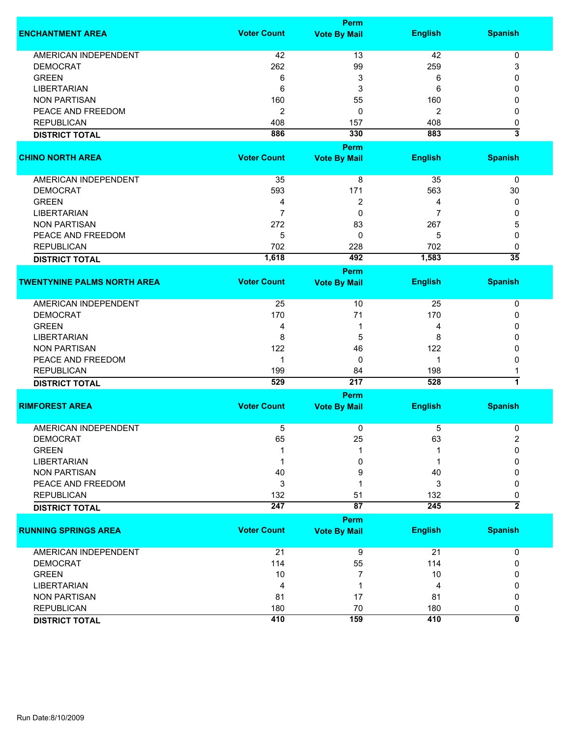| ENCHANTMENT AREA | Voter Count | Perm Vote By Mail | English | Spanish |
|---|---|---|---|---|
| AMERICAN INDEPENDENT | 42 | 13 | 42 | 0 |
| DEMOCRAT | 262 | 99 | 259 | 3 |
| GREEN | 6 | 3 | 6 | 0 |
| LIBERTARIAN | 6 | 3 | 6 | 0 |
| NON PARTISAN | 160 | 55 | 160 | 0 |
| PEACE AND FREEDOM | 2 | 0 | 2 | 0 |
| REPUBLICAN | 408 | 157 | 408 | 0 |
| **DISTRICT TOTAL** | **886** | **330** | **883** | **3** |

| CHINO NORTH AREA | Voter Count | Perm Vote By Mail | English | Spanish |
|---|---|---|---|---|
| AMERICAN INDEPENDENT | 35 | 8 | 35 | 0 |
| DEMOCRAT | 593 | 171 | 563 | 30 |
| GREEN | 4 | 2 | 4 | 0 |
| LIBERTARIAN | 7 | 0 | 7 | 0 |
| NON PARTISAN | 272 | 83 | 267 | 5 |
| PEACE AND FREEDOM | 5 | 0 | 5 | 0 |
| REPUBLICAN | 702 | 228 | 702 | 0 |
| **DISTRICT TOTAL** | **1,618** | **492** | **1,583** | **35** |

| TWENTYNINE PALMS NORTH AREA | Voter Count | Perm Vote By Mail | English | Spanish |
|---|---|---|---|---|
| AMERICAN INDEPENDENT | 25 | 10 | 25 | 0 |
| DEMOCRAT | 170 | 71 | 170 | 0 |
| GREEN | 4 | 1 | 4 | 0 |
| LIBERTARIAN | 8 | 5 | 8 | 0 |
| NON PARTISAN | 122 | 46 | 122 | 0 |
| PEACE AND FREEDOM | 1 | 0 | 1 | 0 |
| REPUBLICAN | 199 | 84 | 198 | 1 |
| **DISTRICT TOTAL** | **529** | **217** | **528** | **1** |

| RIMFOREST AREA | Voter Count | Perm Vote By Mail | English | Spanish |
|---|---|---|---|---|
| AMERICAN INDEPENDENT | 5 | 0 | 5 | 0 |
| DEMOCRAT | 65 | 25 | 63 | 2 |
| GREEN | 1 | 1 | 1 | 0 |
| LIBERTARIAN | 1 | 0 | 1 | 0 |
| NON PARTISAN | 40 | 9 | 40 | 0 |
| PEACE AND FREEDOM | 3 | 1 | 3 | 0 |
| REPUBLICAN | 132 | 51 | 132 | 0 |
| **DISTRICT TOTAL** | **247** | **87** | **245** | **2** |

| RUNNING SPRINGS AREA | Voter Count | Perm Vote By Mail | English | Spanish |
|---|---|---|---|---|
| AMERICAN INDEPENDENT | 21 | 9 | 21 | 0 |
| DEMOCRAT | 114 | 55 | 114 | 0 |
| GREEN | 10 | 7 | 10 | 0 |
| LIBERTARIAN | 4 | 1 | 4 | 0 |
| NON PARTISAN | 81 | 17 | 81 | 0 |
| REPUBLICAN | 180 | 70 | 180 | 0 |
| **DISTRICT TOTAL** | **410** | **159** | **410** | **0** |

Run Date:8/10/2009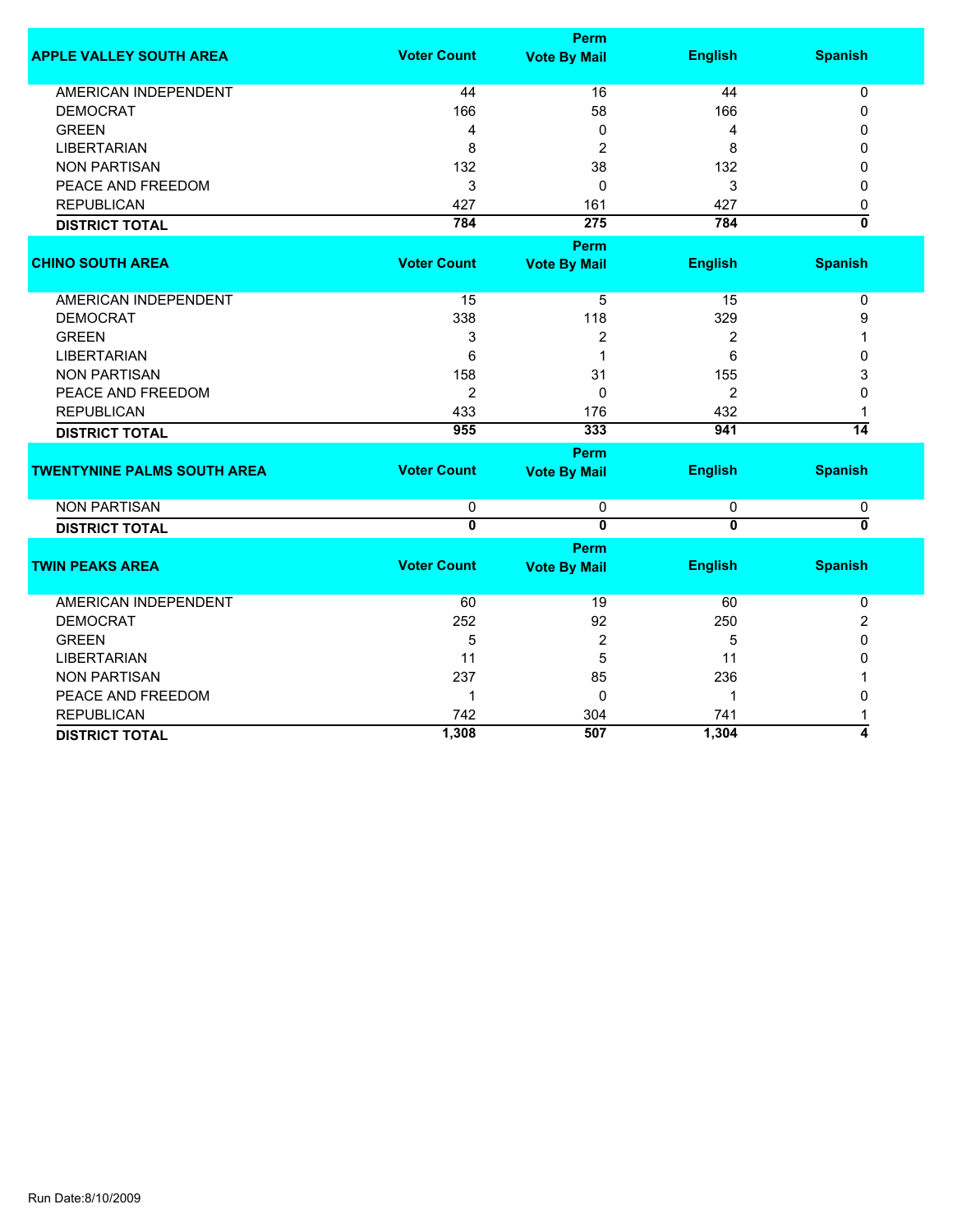| APPLE VALLEY SOUTH AREA | Voter Count | Perm Vote By Mail | English | Spanish |
|---|---|---|---|---|
| AMERICAN INDEPENDENT | 44 | 16 | 44 | 0 |
| DEMOCRAT | 166 | 58 | 166 | 0 |
| GREEN | 4 | 0 | 4 | 0 |
| LIBERTARIAN | 8 | 2 | 8 | 0 |
| NON PARTISAN | 132 | 38 | 132 | 0 |
| PEACE AND FREEDOM | 3 | 0 | 3 | 0 |
| REPUBLICAN | 427 | 161 | 427 | 0 |
| **DISTRICT TOTAL** | **784** | **275** | **784** | **0** |

| CHINO SOUTH AREA | Voter Count | Perm Vote By Mail | English | Spanish |
|---|---|---|---|---|
| AMERICAN INDEPENDENT | 15 | 5 | 15 | 0 |
| DEMOCRAT | 338 | 118 | 329 | 9 |
| GREEN | 3 | 2 | 2 | 1 |
| LIBERTARIAN | 6 | 1 | 6 | 0 |
| NON PARTISAN | 158 | 31 | 155 | 3 |
| PEACE AND FREEDOM | 2 | 0 | 2 | 0 |
| REPUBLICAN | 433 | 176 | 432 | 1 |
| **DISTRICT TOTAL** | **955** | **333** | **941** | **14** |

| TWENTYNINE PALMS SOUTH AREA | Voter Count | Perm Vote By Mail | English | Spanish |
|---|---|---|---|---|
| NON PARTISAN | 0 | 0 | 0 | 0 |
| **DISTRICT TOTAL** | **0** | **0** | **0** | **0** |

| TWIN PEAKS AREA | Voter Count | Perm Vote By Mail | English | Spanish |
|---|---|---|---|---|
| AMERICAN INDEPENDENT | 60 | 19 | 60 | 0 |
| DEMOCRAT | 252 | 92 | 250 | 2 |
| GREEN | 5 | 2 | 5 | 0 |
| LIBERTARIAN | 11 | 5 | 11 | 0 |
| NON PARTISAN | 237 | 85 | 236 | 1 |
| PEACE AND FREEDOM | 1 | 0 | 1 | 0 |
| REPUBLICAN | 742 | 304 | 741 | 1 |
| **DISTRICT TOTAL** | **1,308** | **507** | **1,304** | **4** |

Run Date:8/10/2009